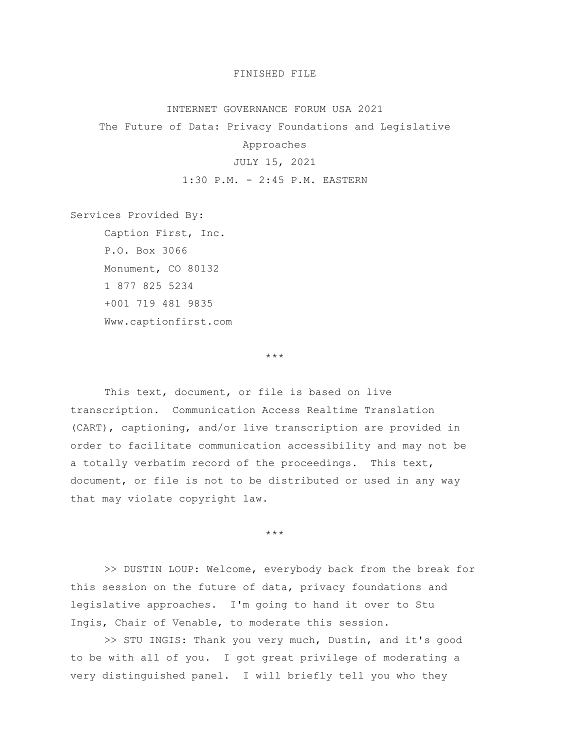FINISHED FILE

# INTERNET GOVERNANCE FORUM USA 2021

## The Future of Data: Privacy Foundations and Legislative Approaches

JULY 15, 2021

1:30 P.M. - 2:45 P.M. EASTERN

Services Provided By:

Caption First, Inc.
P.O. Box 3066
Monument, CO 80132
1 877 825 5234
+001 719 481 9835
Www.captionfirst.com

\*\*\*

This text, document, or file is based on live transcription. Communication Access Realtime Translation (CART), captioning, and/or live transcription are provided in order to facilitate communication accessibility and may not be a totally verbatim record of the proceedings. This text, document, or file is not to be distributed or used in any way that may violate copyright law.

\*\*\*

>> DUSTIN LOUP: Welcome, everybody back from the break for this session on the future of data, privacy foundations and legislative approaches. I'm going to hand it over to Stu Ingis, Chair of Venable, to moderate this session.

>> STU INGIS: Thank you very much, Dustin, and it's good to be with all of you. I got great privilege of moderating a very distinguished panel. I will briefly tell you who they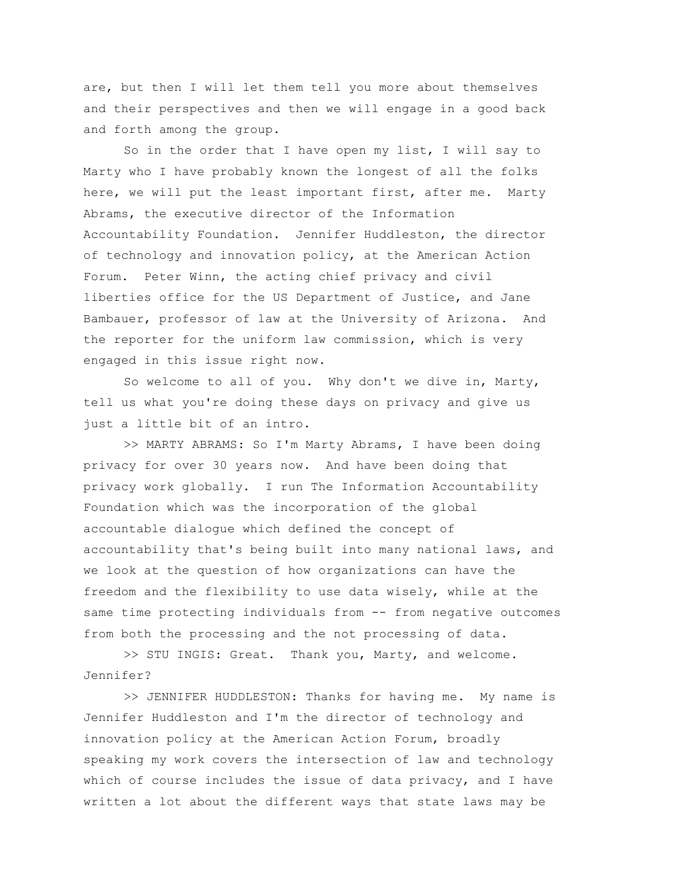are, but then I will let them tell you more about themselves and their perspectives and then we will engage in a good back and forth among the group.

So in the order that I have open my list, I will say to Marty who I have probably known the longest of all the folks here, we will put the least important first, after me. Marty Abrams, the executive director of the Information Accountability Foundation. Jennifer Huddleston, the director of technology and innovation policy, at the American Action Forum. Peter Winn, the acting chief privacy and civil liberties office for the US Department of Justice, and Jane Bambauer, professor of law at the University of Arizona. And the reporter for the uniform law commission, which is very engaged in this issue right now.

So welcome to all of you. Why don't we dive in, Marty, tell us what you're doing these days on privacy and give us just a little bit of an intro.

>> MARTY ABRAMS: So I'm Marty Abrams, I have been doing privacy for over 30 years now. And have been doing that privacy work globally. I run The Information Accountability Foundation which was the incorporation of the global accountable dialogue which defined the concept of accountability that's being built into many national laws, and we look at the question of how organizations can have the freedom and the flexibility to use data wisely, while at the same time protecting individuals from -- from negative outcomes from both the processing and the not processing of data.

>> STU INGIS: Great. Thank you, Marty, and welcome. Jennifer?

>> JENNIFER HUDDLESTON: Thanks for having me. My name is Jennifer Huddleston and I'm the director of technology and innovation policy at the American Action Forum, broadly speaking my work covers the intersection of law and technology which of course includes the issue of data privacy, and I have written a lot about the different ways that state laws may be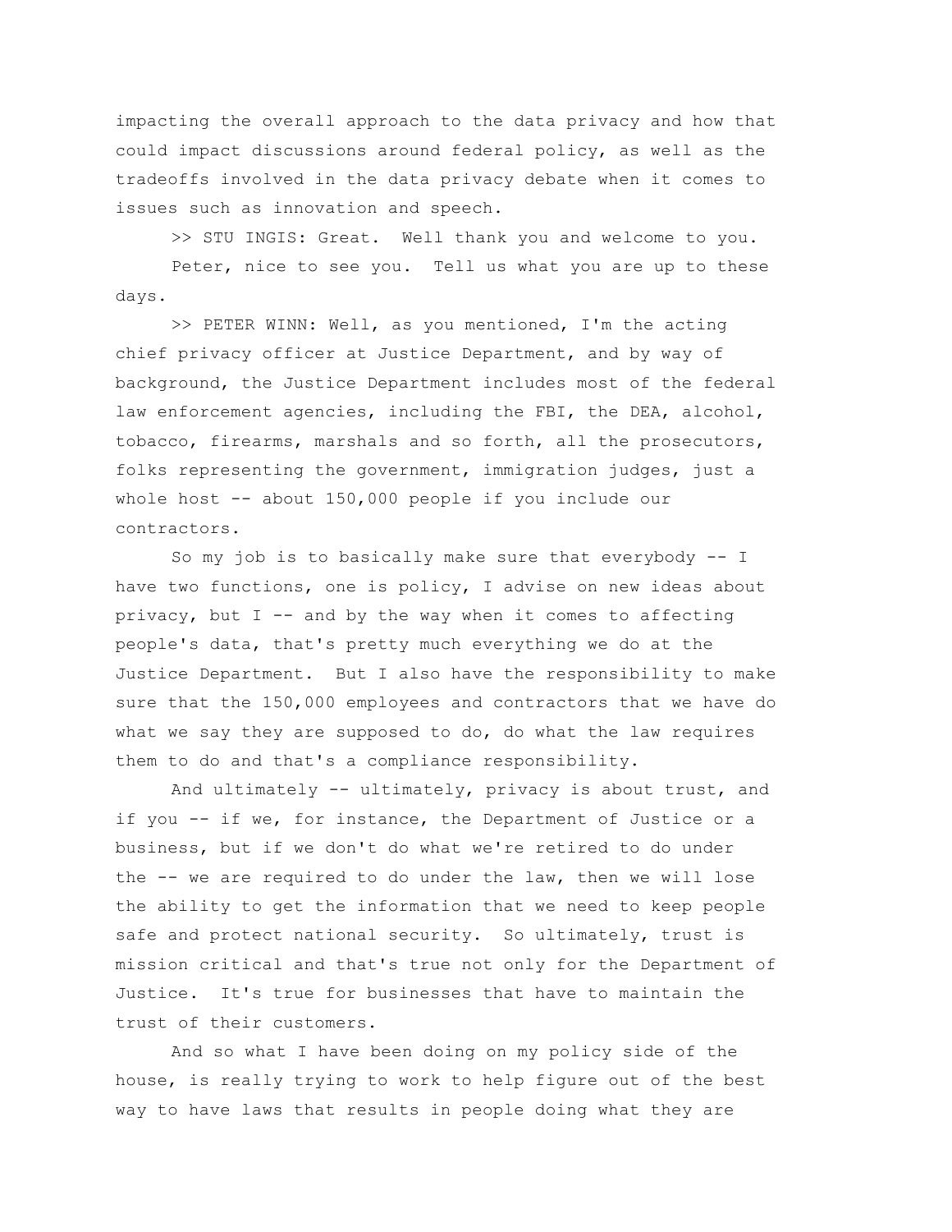impacting the overall approach to the data privacy and how that could impact discussions around federal policy, as well as the tradeoffs involved in the data privacy debate when it comes to issues such as innovation and speech.

>> STU INGIS: Great. Well thank you and welcome to you.

Peter, nice to see you. Tell us what you are up to these days.

>> PETER WINN: Well, as you mentioned, I'm the acting chief privacy officer at Justice Department, and by way of background, the Justice Department includes most of the federal law enforcement agencies, including the FBI, the DEA, alcohol, tobacco, firearms, marshals and so forth, all the prosecutors, folks representing the government, immigration judges, just a whole host -- about 150,000 people if you include our contractors.

So my job is to basically make sure that everybody -- I have two functions, one is policy, I advise on new ideas about privacy, but I -- and by the way when it comes to affecting people's data, that's pretty much everything we do at the Justice Department. But I also have the responsibility to make sure that the 150,000 employees and contractors that we have do what we say they are supposed to do, do what the law requires them to do and that's a compliance responsibility.

And ultimately -- ultimately, privacy is about trust, and if you -- if we, for instance, the Department of Justice or a business, but if we don't do what we're retired to do under the -- we are required to do under the law, then we will lose the ability to get the information that we need to keep people safe and protect national security. So ultimately, trust is mission critical and that's true not only for the Department of Justice. It's true for businesses that have to maintain the trust of their customers.

And so what I have been doing on my policy side of the house, is really trying to work to help figure out of the best way to have laws that results in people doing what they are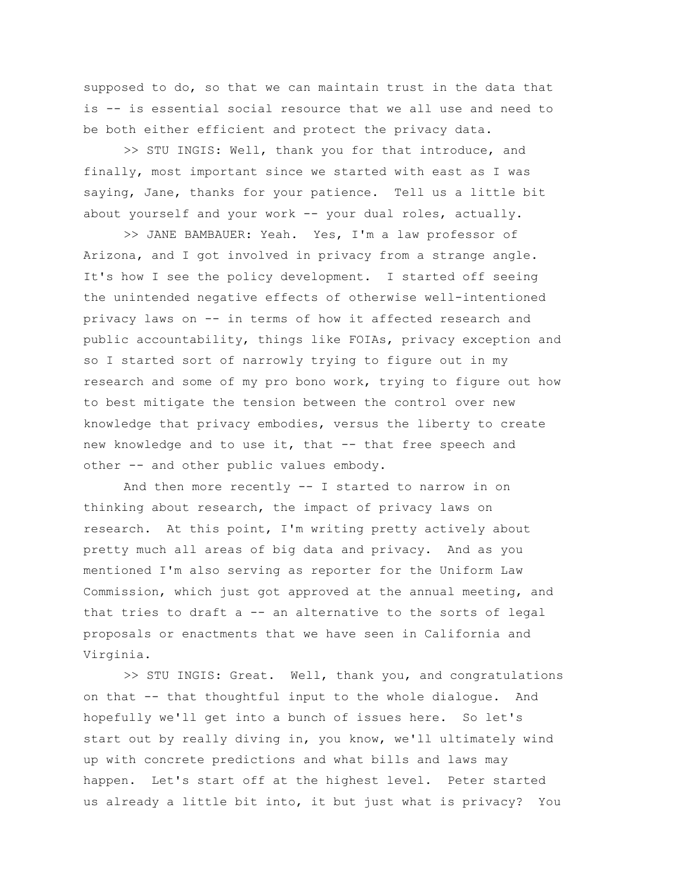supposed to do, so that we can maintain trust in the data that is -- is essential social resource that we all use and need to be both either efficient and protect the privacy data.

>> STU INGIS: Well, thank you for that introduce, and finally, most important since we started with east as I was saying, Jane, thanks for your patience. Tell us a little bit about yourself and your work -- your dual roles, actually.

>> JANE BAMBAUER: Yeah. Yes, I'm a law professor of Arizona, and I got involved in privacy from a strange angle. It's how I see the policy development. I started off seeing the unintended negative effects of otherwise well-intentioned privacy laws on -- in terms of how it affected research and public accountability, things like FOIAs, privacy exception and so I started sort of narrowly trying to figure out in my research and some of my pro bono work, trying to figure out how to best mitigate the tension between the control over new knowledge that privacy embodies, versus the liberty to create new knowledge and to use it, that -- that free speech and other -- and other public values embody.

And then more recently -- I started to narrow in on thinking about research, the impact of privacy laws on research. At this point, I'm writing pretty actively about pretty much all areas of big data and privacy. And as you mentioned I'm also serving as reporter for the Uniform Law Commission, which just got approved at the annual meeting, and that tries to draft a -- an alternative to the sorts of legal proposals or enactments that we have seen in California and Virginia.

>> STU INGIS: Great. Well, thank you, and congratulations on that -- that thoughtful input to the whole dialogue. And hopefully we'll get into a bunch of issues here. So let's start out by really diving in, you know, we'll ultimately wind up with concrete predictions and what bills and laws may happen. Let's start off at the highest level. Peter started us already a little bit into, it but just what is privacy? You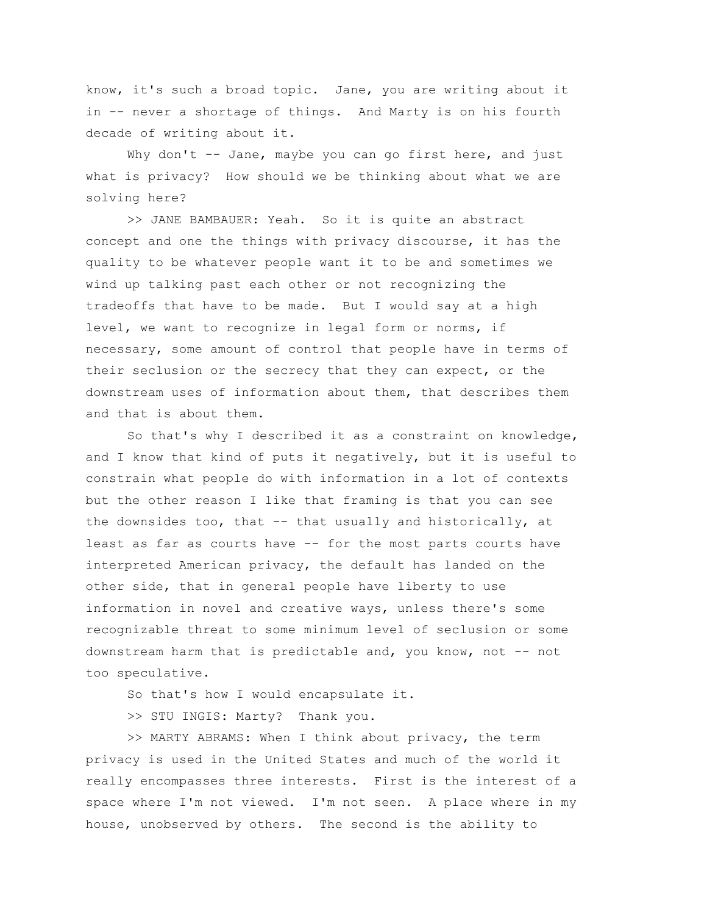know, it's such a broad topic. Jane, you are writing about it in -- never a shortage of things. And Marty is on his fourth decade of writing about it.

Why don't -- Jane, maybe you can go first here, and just what is privacy? How should we be thinking about what we are solving here?

>> JANE BAMBAUER: Yeah. So it is quite an abstract concept and one the things with privacy discourse, it has the quality to be whatever people want it to be and sometimes we wind up talking past each other or not recognizing the tradeoffs that have to be made. But I would say at a high level, we want to recognize in legal form or norms, if necessary, some amount of control that people have in terms of their seclusion or the secrecy that they can expect, or the downstream uses of information about them, that describes them and that is about them.

So that's why I described it as a constraint on knowledge, and I know that kind of puts it negatively, but it is useful to constrain what people do with information in a lot of contexts but the other reason I like that framing is that you can see the downsides too, that -- that usually and historically, at least as far as courts have -- for the most parts courts have interpreted American privacy, the default has landed on the other side, that in general people have liberty to use information in novel and creative ways, unless there's some recognizable threat to some minimum level of seclusion or some downstream harm that is predictable and, you know, not -- not too speculative.

So that's how I would encapsulate it.

>> STU INGIS: Marty? Thank you.

>> MARTY ABRAMS: When I think about privacy, the term privacy is used in the United States and much of the world it really encompasses three interests. First is the interest of a space where I'm not viewed. I'm not seen. A place where in my house, unobserved by others. The second is the ability to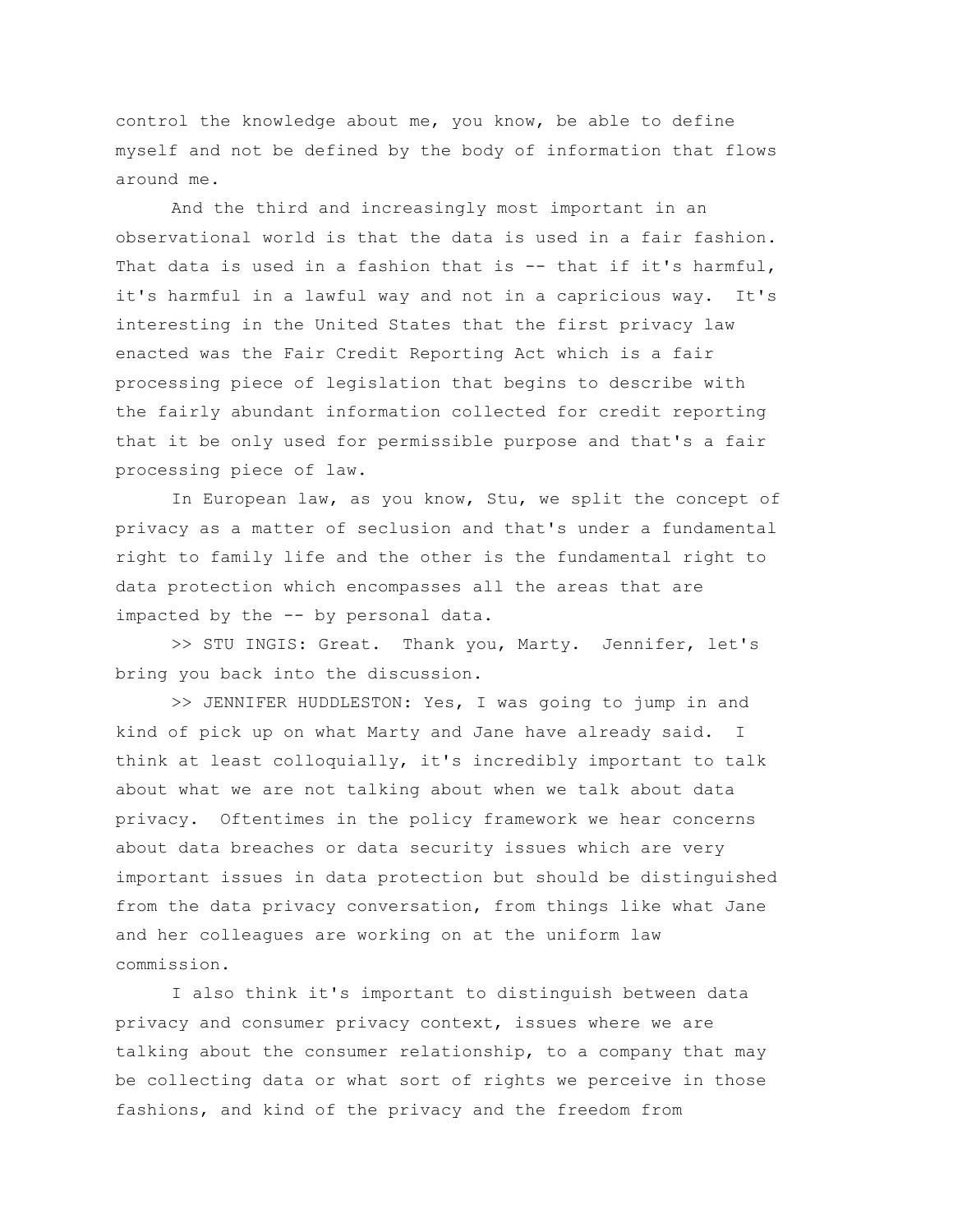control the knowledge about me, you know, be able to define myself and not be defined by the body of information that flows around me.

And the third and increasingly most important in an observational world is that the data is used in a fair fashion. That data is used in a fashion that is -- that if it's harmful, it's harmful in a lawful way and not in a capricious way. It's interesting in the United States that the first privacy law enacted was the Fair Credit Reporting Act which is a fair processing piece of legislation that begins to describe with the fairly abundant information collected for credit reporting that it be only used for permissible purpose and that's a fair processing piece of law.

In European law, as you know, Stu, we split the concept of privacy as a matter of seclusion and that's under a fundamental right to family life and the other is the fundamental right to data protection which encompasses all the areas that are impacted by the -- by personal data.

>> STU INGIS: Great. Thank you, Marty. Jennifer, let's bring you back into the discussion.

>> JENNIFER HUDDLESTON: Yes, I was going to jump in and kind of pick up on what Marty and Jane have already said. I think at least colloquially, it's incredibly important to talk about what we are not talking about when we talk about data privacy. Oftentimes in the policy framework we hear concerns about data breaches or data security issues which are very important issues in data protection but should be distinguished from the data privacy conversation, from things like what Jane and her colleagues are working on at the uniform law commission.

I also think it's important to distinguish between data privacy and consumer privacy context, issues where we are talking about the consumer relationship, to a company that may be collecting data or what sort of rights we perceive in those fashions, and kind of the privacy and the freedom from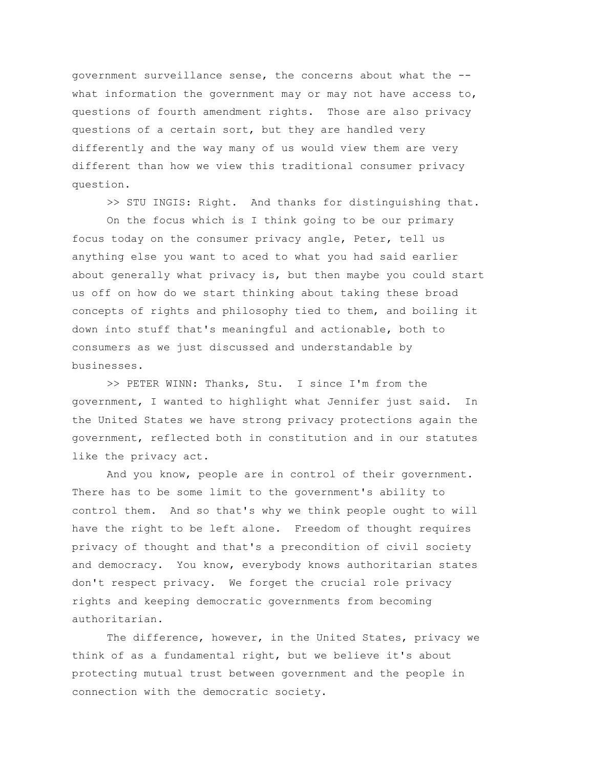government surveillance sense, the concerns about what the -- what information the government may or may not have access to, questions of fourth amendment rights. Those are also privacy questions of a certain sort, but they are handled very differently and the way many of us would view them are very different than how we view this traditional consumer privacy question.

>> STU INGIS: Right. And thanks for distinguishing that.

On the focus which is I think going to be our primary focus today on the consumer privacy angle, Peter, tell us anything else you want to aced to what you had said earlier about generally what privacy is, but then maybe you could start us off on how do we start thinking about taking these broad concepts of rights and philosophy tied to them, and boiling it down into stuff that's meaningful and actionable, both to consumers as we just discussed and understandable by businesses.

>> PETER WINN: Thanks, Stu. I since I'm from the government, I wanted to highlight what Jennifer just said. In the United States we have strong privacy protections again the government, reflected both in constitution and in our statutes like the privacy act.

And you know, people are in control of their government. There has to be some limit to the government's ability to control them. And so that's why we think people ought to will have the right to be left alone. Freedom of thought requires privacy of thought and that's a precondition of civil society and democracy. You know, everybody knows authoritarian states don't respect privacy. We forget the crucial role privacy rights and keeping democratic governments from becoming authoritarian.

The difference, however, in the United States, privacy we think of as a fundamental right, but we believe it's about protecting mutual trust between government and the people in connection with the democratic society.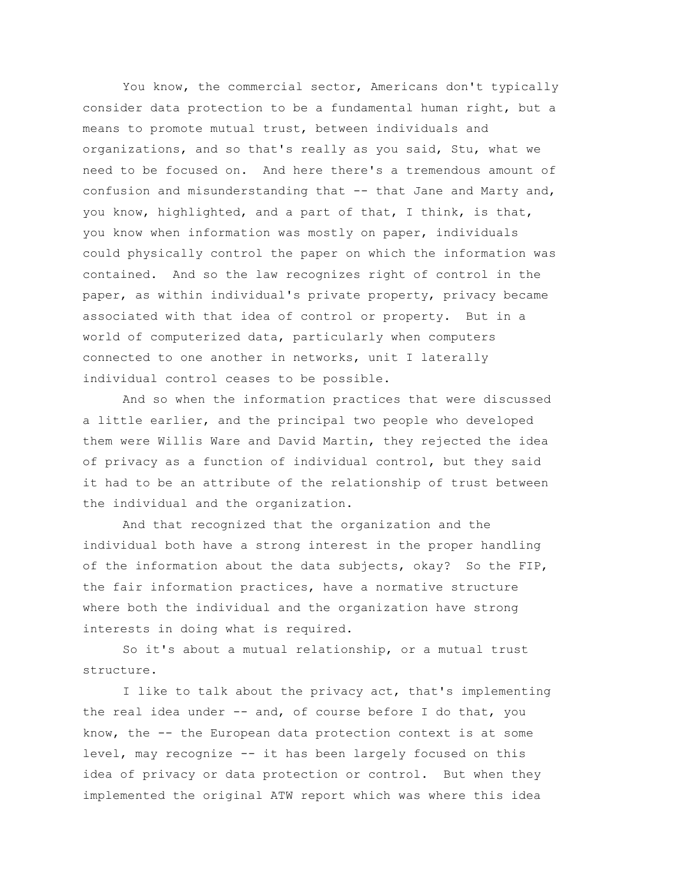You know, the commercial sector, Americans don't typically consider data protection to be a fundamental human right, but a means to promote mutual trust, between individuals and organizations, and so that's really as you said, Stu, what we need to be focused on. And here there's a tremendous amount of confusion and misunderstanding that -- that Jane and Marty and, you know, highlighted, and a part of that, I think, is that, you know when information was mostly on paper, individuals could physically control the paper on which the information was contained. And so the law recognizes right of control in the paper, as within individual's private property, privacy became associated with that idea of control or property. But in a world of computerized data, particularly when computers connected to one another in networks, unit I laterally individual control ceases to be possible.

And so when the information practices that were discussed a little earlier, and the principal two people who developed them were Willis Ware and David Martin, they rejected the idea of privacy as a function of individual control, but they said it had to be an attribute of the relationship of trust between the individual and the organization.

And that recognized that the organization and the individual both have a strong interest in the proper handling of the information about the data subjects, okay? So the FIP, the fair information practices, have a normative structure where both the individual and the organization have strong interests in doing what is required.

So it's about a mutual relationship, or a mutual trust structure.

I like to talk about the privacy act, that's implementing the real idea under -- and, of course before I do that, you know, the -- the European data protection context is at some level, may recognize -- it has been largely focused on this idea of privacy or data protection or control. But when they implemented the original ATW report which was where this idea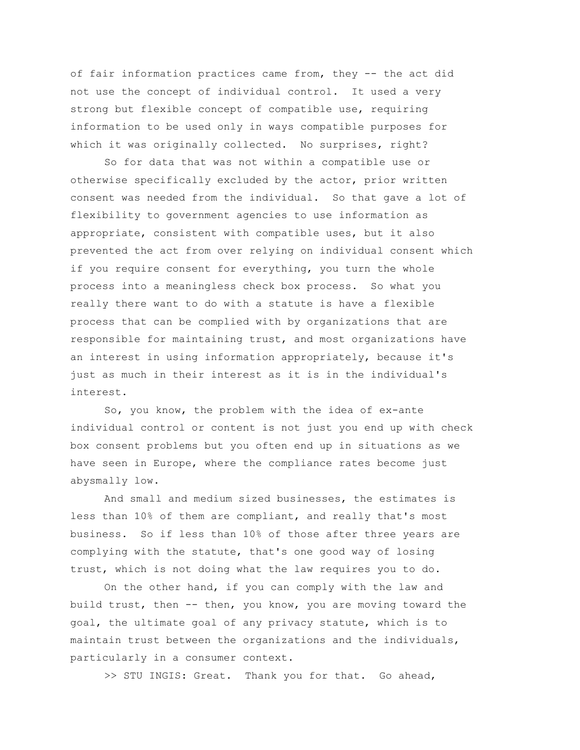of fair information practices came from, they -- the act did not use the concept of individual control. It used a very strong but flexible concept of compatible use, requiring information to be used only in ways compatible purposes for which it was originally collected. No surprises, right?

So for data that was not within a compatible use or otherwise specifically excluded by the actor, prior written consent was needed from the individual. So that gave a lot of flexibility to government agencies to use information as appropriate, consistent with compatible uses, but it also prevented the act from over relying on individual consent which if you require consent for everything, you turn the whole process into a meaningless check box process. So what you really there want to do with a statute is have a flexible process that can be complied with by organizations that are responsible for maintaining trust, and most organizations have an interest in using information appropriately, because it's just as much in their interest as it is in the individual's interest.

So, you know, the problem with the idea of ex-ante individual control or content is not just you end up with check box consent problems but you often end up in situations as we have seen in Europe, where the compliance rates become just abysmally low.

And small and medium sized businesses, the estimates is less than 10% of them are compliant, and really that's most business. So if less than 10% of those after three years are complying with the statute, that's one good way of losing trust, which is not doing what the law requires you to do.

On the other hand, if you can comply with the law and build trust, then -- then, you know, you are moving toward the goal, the ultimate goal of any privacy statute, which is to maintain trust between the organizations and the individuals, particularly in a consumer context.

>> STU INGIS: Great. Thank you for that. Go ahead,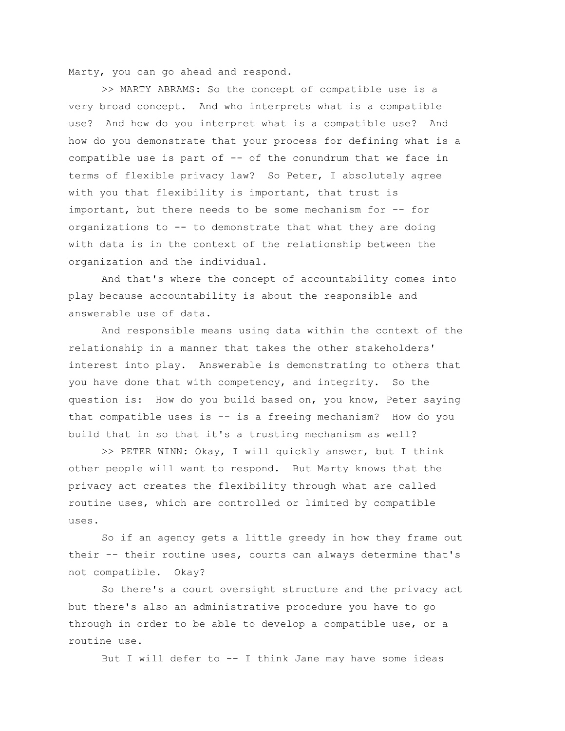Marty, you can go ahead and respond.

>> MARTY ABRAMS: So the concept of compatible use is a very broad concept. And who interprets what is a compatible use? And how do you interpret what is a compatible use? And how do you demonstrate that your process for defining what is a compatible use is part of -- of the conundrum that we face in terms of flexible privacy law? So Peter, I absolutely agree with you that flexibility is important, that trust is important, but there needs to be some mechanism for -- for organizations to -- to demonstrate that what they are doing with data is in the context of the relationship between the organization and the individual.

And that's where the concept of accountability comes into play because accountability is about the responsible and answerable use of data.

And responsible means using data within the context of the relationship in a manner that takes the other stakeholders' interest into play. Answerable is demonstrating to others that you have done that with competency, and integrity. So the question is: How do you build based on, you know, Peter saying that compatible uses is -- is a freeing mechanism? How do you build that in so that it's a trusting mechanism as well?

>> PETER WINN: Okay, I will quickly answer, but I think other people will want to respond. But Marty knows that the privacy act creates the flexibility through what are called routine uses, which are controlled or limited by compatible uses.

So if an agency gets a little greedy in how they frame out their -- their routine uses, courts can always determine that's not compatible. Okay?

So there's a court oversight structure and the privacy act but there's also an administrative procedure you have to go through in order to be able to develop a compatible use, or a routine use.

But I will defer to -- I think Jane may have some ideas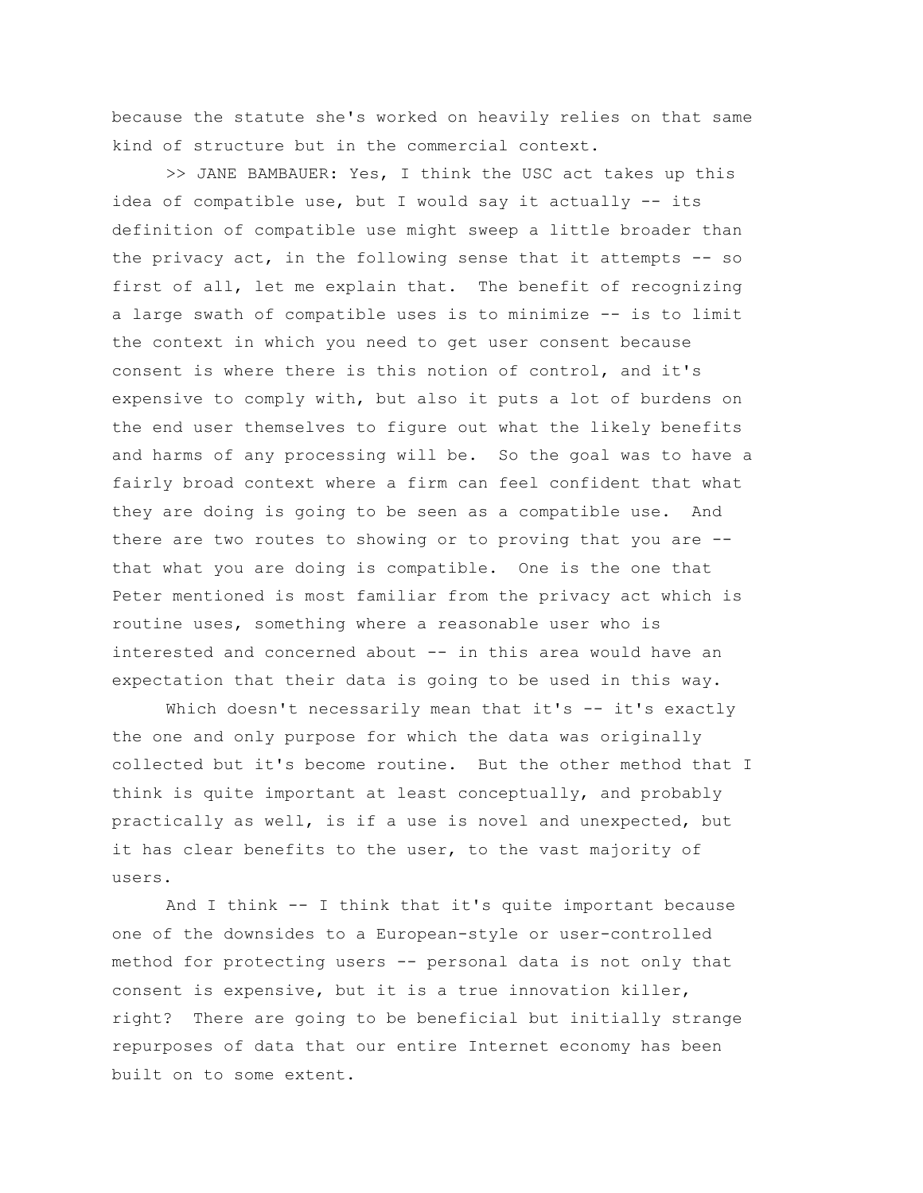because the statute she's worked on heavily relies on that same kind of structure but in the commercial context.

>> JANE BAMBAUER: Yes, I think the USC act takes up this idea of compatible use, but I would say it actually -- its definition of compatible use might sweep a little broader than the privacy act, in the following sense that it attempts -- so first of all, let me explain that. The benefit of recognizing a large swath of compatible uses is to minimize -- is to limit the context in which you need to get user consent because consent is where there is this notion of control, and it's expensive to comply with, but also it puts a lot of burdens on the end user themselves to figure out what the likely benefits and harms of any processing will be. So the goal was to have a fairly broad context where a firm can feel confident that what they are doing is going to be seen as a compatible use. And there are two routes to showing or to proving that you are -- that what you are doing is compatible. One is the one that Peter mentioned is most familiar from the privacy act which is routine uses, something where a reasonable user who is interested and concerned about -- in this area would have an expectation that their data is going to be used in this way.

Which doesn't necessarily mean that it's -- it's exactly the one and only purpose for which the data was originally collected but it's become routine. But the other method that I think is quite important at least conceptually, and probably practically as well, is if a use is novel and unexpected, but it has clear benefits to the user, to the vast majority of users.

And I think -- I think that it's quite important because one of the downsides to a European-style or user-controlled method for protecting users -- personal data is not only that consent is expensive, but it is a true innovation killer, right? There are going to be beneficial but initially strange repurposes of data that our entire Internet economy has been built on to some extent.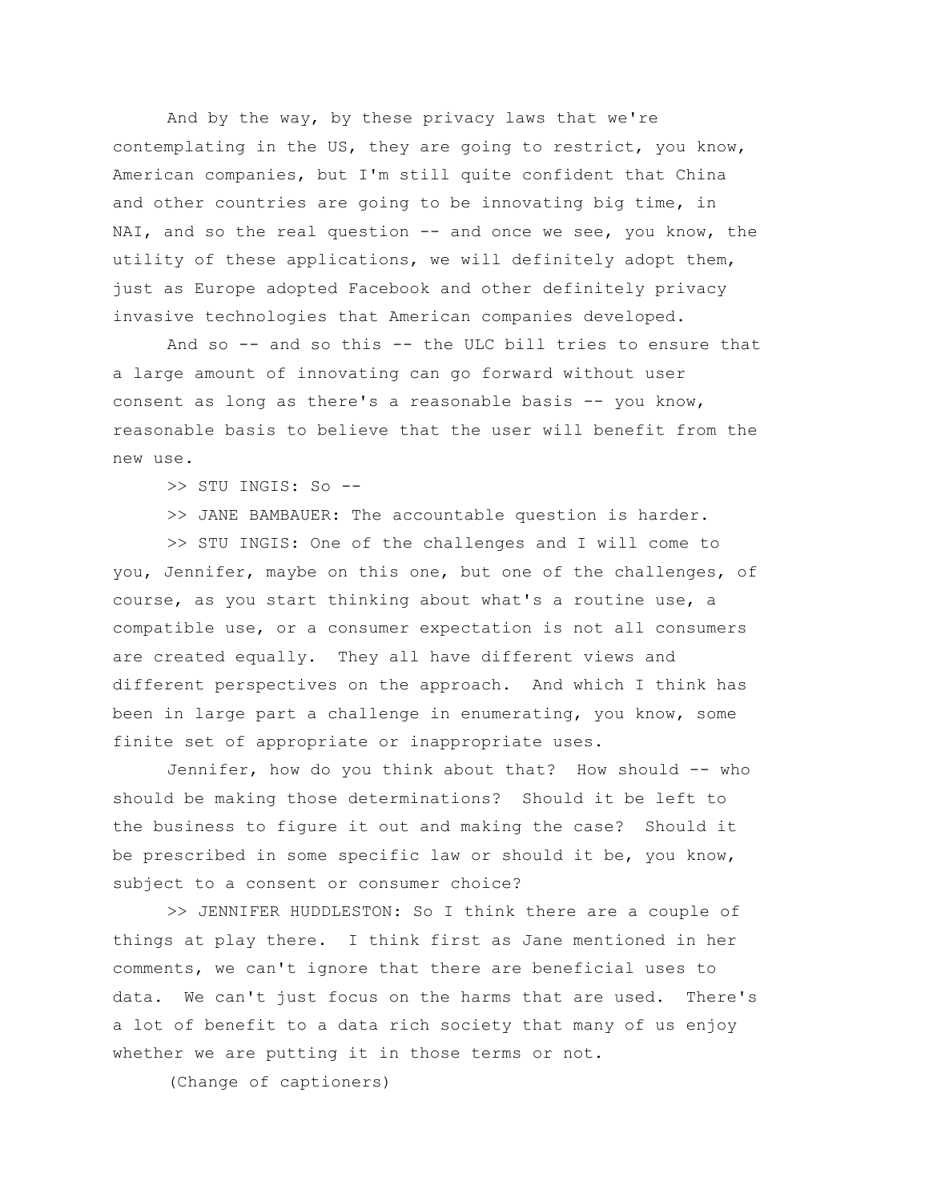And by the way, by these privacy laws that we're contemplating in the US, they are going to restrict, you know, American companies, but I'm still quite confident that China and other countries are going to be innovating big time, in NAI, and so the real question -- and once we see, you know, the utility of these applications, we will definitely adopt them, just as Europe adopted Facebook and other definitely privacy invasive technologies that American companies developed.

And so -- and so this -- the ULC bill tries to ensure that a large amount of innovating can go forward without user consent as long as there's a reasonable basis -- you know, reasonable basis to believe that the user will benefit from the new use.

>> STU INGIS: So --

>> JANE BAMBAUER: The accountable question is harder.

>> STU INGIS: One of the challenges and I will come to you, Jennifer, maybe on this one, but one of the challenges, of course, as you start thinking about what's a routine use, a compatible use, or a consumer expectation is not all consumers are created equally. They all have different views and different perspectives on the approach. And which I think has been in large part a challenge in enumerating, you know, some finite set of appropriate or inappropriate uses.

Jennifer, how do you think about that? How should -- who should be making those determinations? Should it be left to the business to figure it out and making the case? Should it be prescribed in some specific law or should it be, you know, subject to a consent or consumer choice?

>> JENNIFER HUDDLESTON: So I think there are a couple of things at play there. I think first as Jane mentioned in her comments, we can't ignore that there are beneficial uses to data. We can't just focus on the harms that are used. There's a lot of benefit to a data rich society that many of us enjoy whether we are putting it in those terms or not.

(Change of captioners)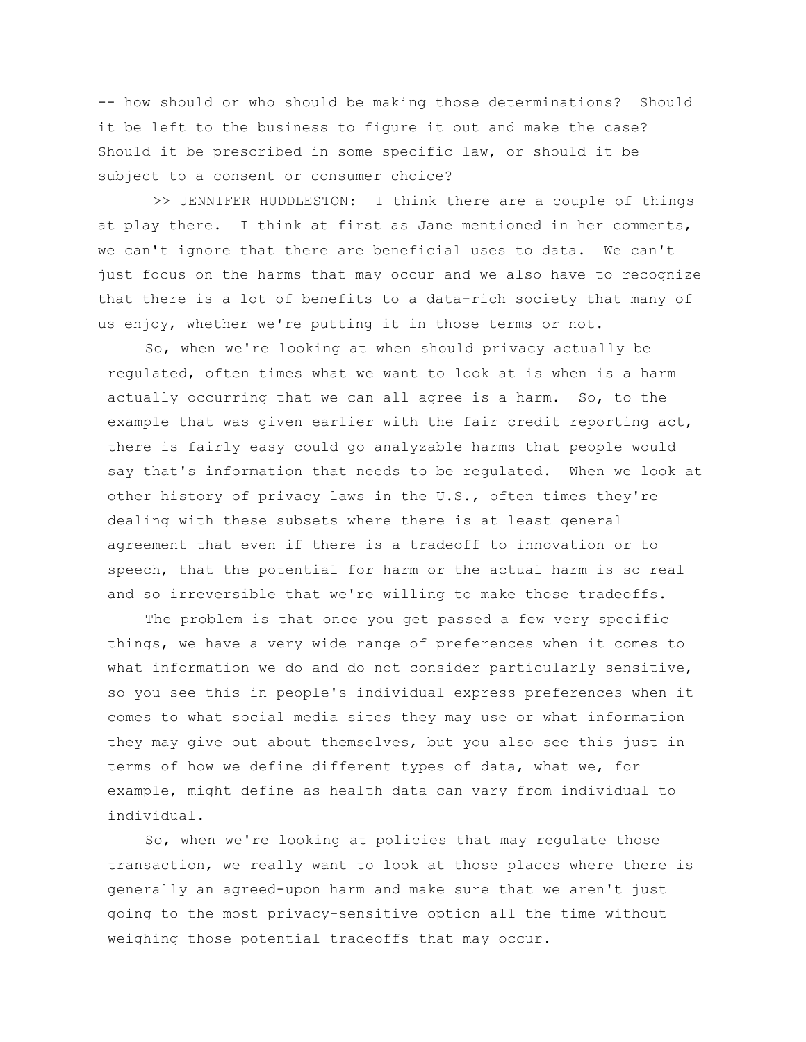-- how should or who should be making those determinations? Should it be left to the business to figure it out and make the case? Should it be prescribed in some specific law, or should it be subject to a consent or consumer choice?

>> JENNIFER HUDDLESTON: I think there are a couple of things at play there. I think at first as Jane mentioned in her comments, we can't ignore that there are beneficial uses to data. We can't just focus on the harms that may occur and we also have to recognize that there is a lot of benefits to a data-rich society that many of us enjoy, whether we're putting it in those terms or not.

So, when we're looking at when should privacy actually be regulated, often times what we want to look at is when is a harm actually occurring that we can all agree is a harm. So, to the example that was given earlier with the fair credit reporting act, there is fairly easy could go analyzable harms that people would say that's information that needs to be regulated. When we look at other history of privacy laws in the U.S., often times they're dealing with these subsets where there is at least general agreement that even if there is a tradeoff to innovation or to speech, that the potential for harm or the actual harm is so real and so irreversible that we're willing to make those tradeoffs.

The problem is that once you get passed a few very specific things, we have a very wide range of preferences when it comes to what information we do and do not consider particularly sensitive, so you see this in people's individual express preferences when it comes to what social media sites they may use or what information they may give out about themselves, but you also see this just in terms of how we define different types of data, what we, for example, might define as health data can vary from individual to individual.

So, when we're looking at policies that may regulate those transaction, we really want to look at those places where there is generally an agreed-upon harm and make sure that we aren't just going to the most privacy-sensitive option all the time without weighing those potential tradeoffs that may occur.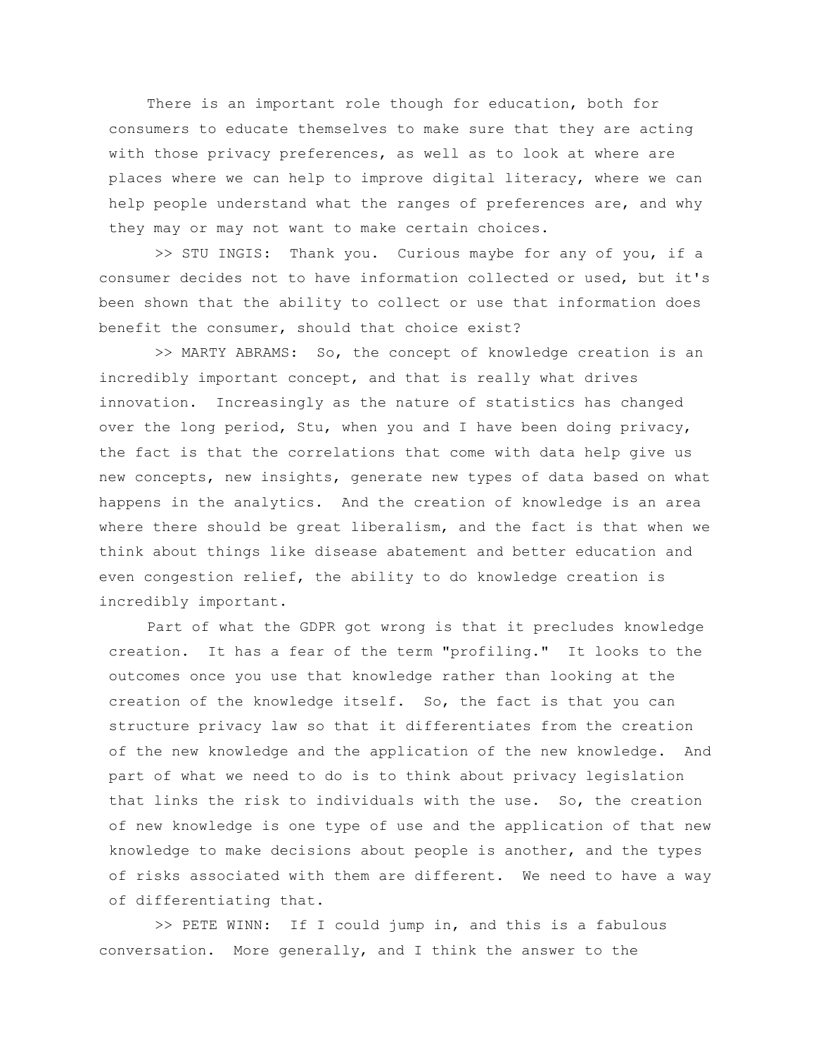There is an important role though for education, both for consumers to educate themselves to make sure that they are acting with those privacy preferences, as well as to look at where are places where we can help to improve digital literacy, where we can help people understand what the ranges of preferences are, and why they may or may not want to make certain choices.

>> STU INGIS: Thank you. Curious maybe for any of you, if a consumer decides not to have information collected or used, but it's been shown that the ability to collect or use that information does benefit the consumer, should that choice exist?

>> MARTY ABRAMS: So, the concept of knowledge creation is an incredibly important concept, and that is really what drives innovation. Increasingly as the nature of statistics has changed over the long period, Stu, when you and I have been doing privacy, the fact is that the correlations that come with data help give us new concepts, new insights, generate new types of data based on what happens in the analytics. And the creation of knowledge is an area where there should be great liberalism, and the fact is that when we think about things like disease abatement and better education and even congestion relief, the ability to do knowledge creation is incredibly important.

Part of what the GDPR got wrong is that it precludes knowledge creation. It has a fear of the term "profiling." It looks to the outcomes once you use that knowledge rather than looking at the creation of the knowledge itself. So, the fact is that you can structure privacy law so that it differentiates from the creation of the new knowledge and the application of the new knowledge. And part of what we need to do is to think about privacy legislation that links the risk to individuals with the use. So, the creation of new knowledge is one type of use and the application of that new knowledge to make decisions about people is another, and the types of risks associated with them are different. We need to have a way of differentiating that.

>> PETE WINN: If I could jump in, and this is a fabulous conversation. More generally, and I think the answer to the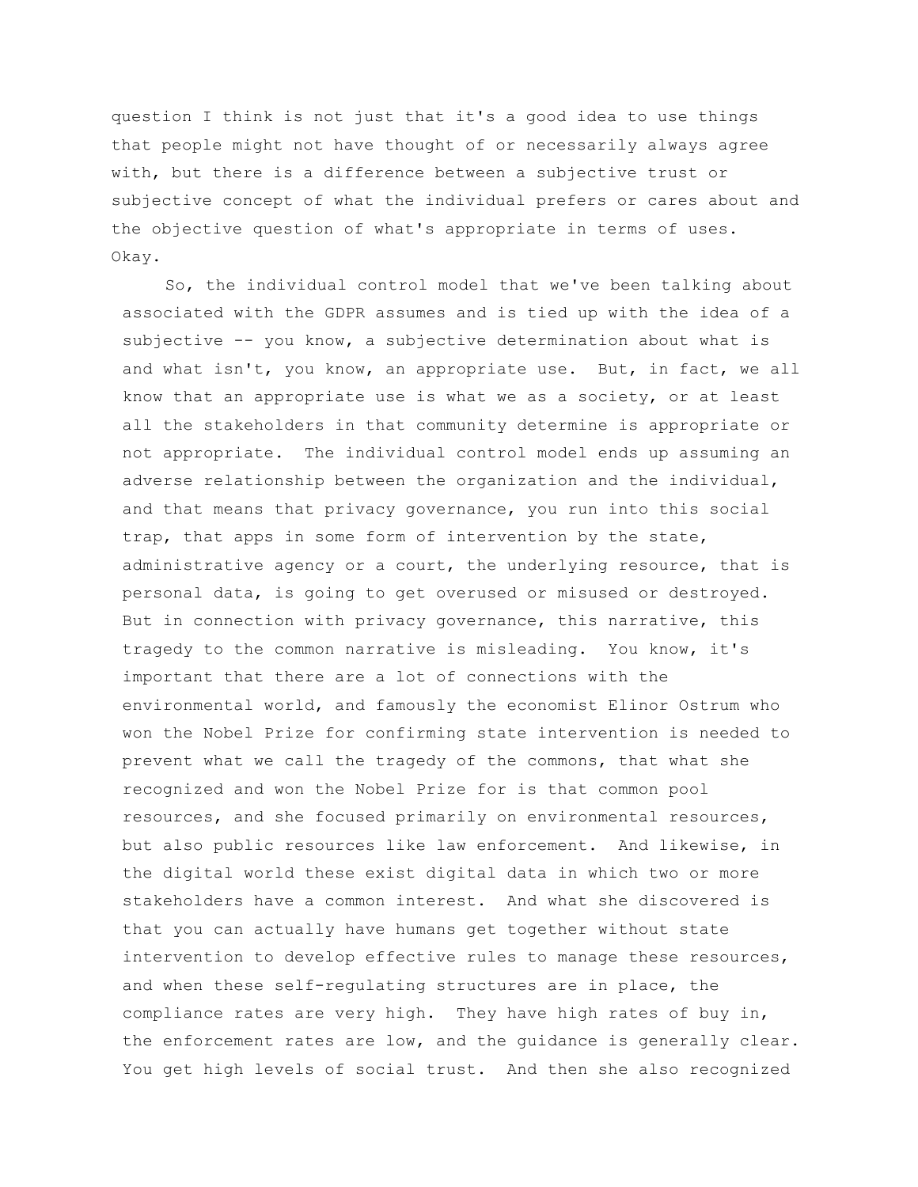question I think is not just that it's a good idea to use things that people might not have thought of or necessarily always agree with, but there is a difference between a subjective trust or subjective concept of what the individual prefers or cares about and the objective question of what's appropriate in terms of uses. Okay.

So, the individual control model that we've been talking about associated with the GDPR assumes and is tied up with the idea of a subjective -- you know, a subjective determination about what is and what isn't, you know, an appropriate use. But, in fact, we all know that an appropriate use is what we as a society, or at least all the stakeholders in that community determine is appropriate or not appropriate. The individual control model ends up assuming an adverse relationship between the organization and the individual, and that means that privacy governance, you run into this social trap, that apps in some form of intervention by the state, administrative agency or a court, the underlying resource, that is personal data, is going to get overused or misused or destroyed. But in connection with privacy governance, this narrative, this tragedy to the common narrative is misleading. You know, it's important that there are a lot of connections with the environmental world, and famously the economist Elinor Ostrum who won the Nobel Prize for confirming state intervention is needed to prevent what we call the tragedy of the commons, that what she recognized and won the Nobel Prize for is that common pool resources, and she focused primarily on environmental resources, but also public resources like law enforcement. And likewise, in the digital world these exist digital data in which two or more stakeholders have a common interest. And what she discovered is that you can actually have humans get together without state intervention to develop effective rules to manage these resources, and when these self-regulating structures are in place, the compliance rates are very high. They have high rates of buy in, the enforcement rates are low, and the guidance is generally clear. You get high levels of social trust. And then she also recognized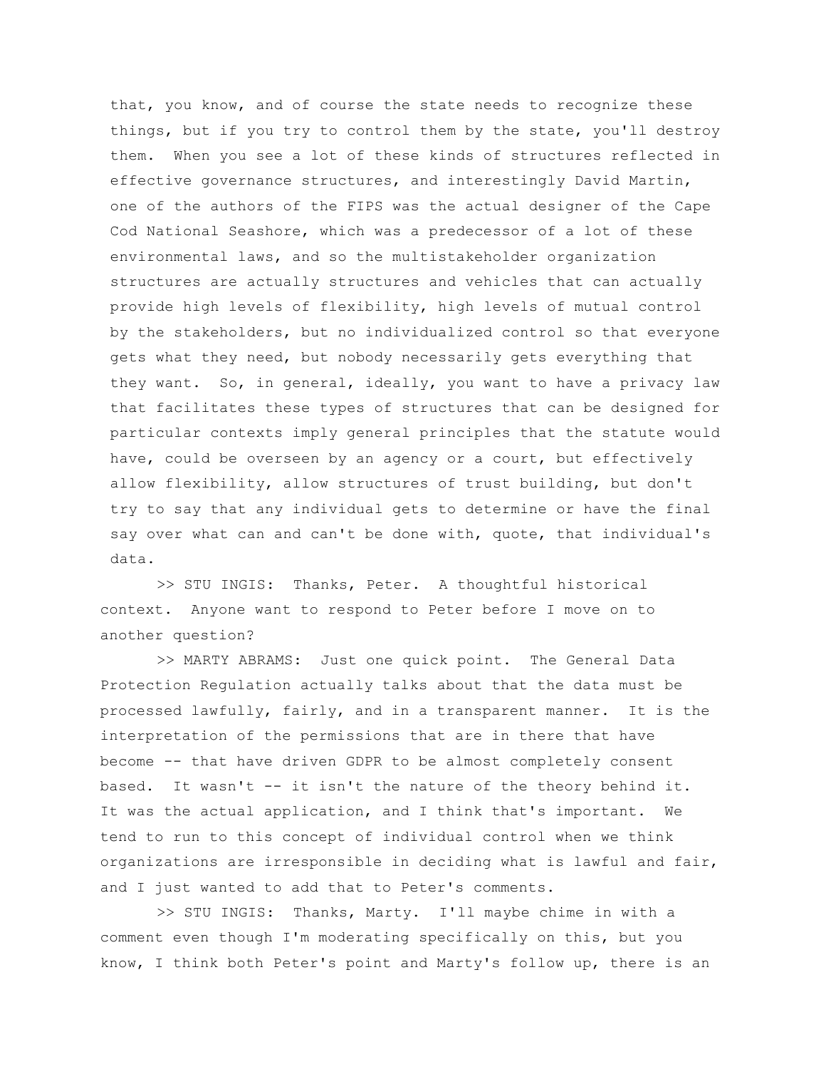that, you know, and of course the state needs to recognize these things, but if you try to control them by the state, you'll destroy them. When you see a lot of these kinds of structures reflected in effective governance structures, and interestingly David Martin, one of the authors of the FIPS was the actual designer of the Cape Cod National Seashore, which was a predecessor of a lot of these environmental laws, and so the multistakeholder organization structures are actually structures and vehicles that can actually provide high levels of flexibility, high levels of mutual control by the stakeholders, but no individualized control so that everyone gets what they need, but nobody necessarily gets everything that they want. So, in general, ideally, you want to have a privacy law that facilitates these types of structures that can be designed for particular contexts imply general principles that the statute would have, could be overseen by an agency or a court, but effectively allow flexibility, allow structures of trust building, but don't try to say that any individual gets to determine or have the final say over what can and can't be done with, quote, that individual's data.

>> STU INGIS: Thanks, Peter. A thoughtful historical context. Anyone want to respond to Peter before I move on to another question?

>> MARTY ABRAMS: Just one quick point. The General Data Protection Regulation actually talks about that the data must be processed lawfully, fairly, and in a transparent manner. It is the interpretation of the permissions that are in there that have become -- that have driven GDPR to be almost completely consent based. It wasn't -- it isn't the nature of the theory behind it. It was the actual application, and I think that's important. We tend to run to this concept of individual control when we think organizations are irresponsible in deciding what is lawful and fair, and I just wanted to add that to Peter's comments.

>> STU INGIS: Thanks, Marty. I'll maybe chime in with a comment even though I'm moderating specifically on this, but you know, I think both Peter's point and Marty's follow up, there is an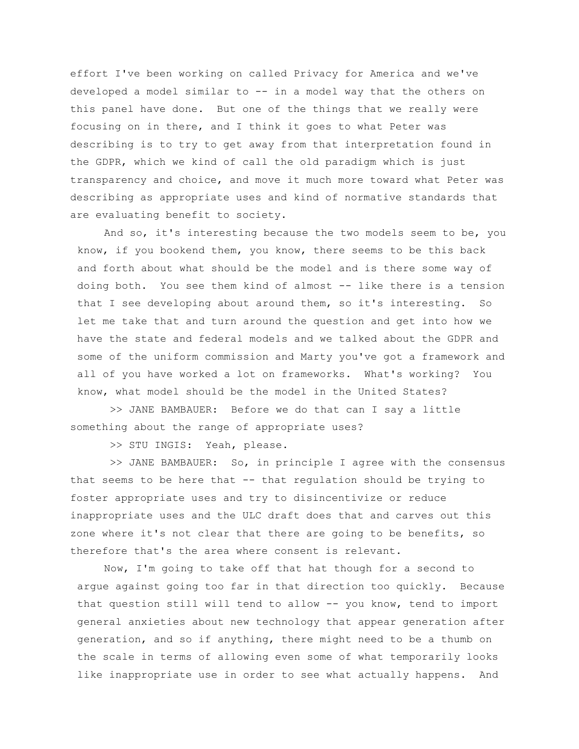effort I've been working on called Privacy for America and we've developed a model similar to -- in a model way that the others on this panel have done. But one of the things that we really were focusing on in there, and I think it goes to what Peter was describing is to try to get away from that interpretation found in the GDPR, which we kind of call the old paradigm which is just transparency and choice, and move it much more toward what Peter was describing as appropriate uses and kind of normative standards that are evaluating benefit to society.

And so, it's interesting because the two models seem to be, you know, if you bookend them, you know, there seems to be this back and forth about what should be the model and is there some way of doing both. You see them kind of almost -- like there is a tension that I see developing about around them, so it's interesting. So let me take that and turn around the question and get into how we have the state and federal models and we talked about the GDPR and some of the uniform commission and Marty you've got a framework and all of you have worked a lot on frameworks. What's working? You know, what model should be the model in the United States?

>> JANE BAMBAUER: Before we do that can I say a little something about the range of appropriate uses?

>> STU INGIS: Yeah, please.

>> JANE BAMBAUER: So, in principle I agree with the consensus that seems to be here that -- that regulation should be trying to foster appropriate uses and try to disincentivize or reduce inappropriate uses and the ULC draft does that and carves out this zone where it's not clear that there are going to be benefits, so therefore that's the area where consent is relevant.

Now, I'm going to take off that hat though for a second to argue against going too far in that direction too quickly. Because that question still will tend to allow -- you know, tend to import general anxieties about new technology that appear generation after generation, and so if anything, there might need to be a thumb on the scale in terms of allowing even some of what temporarily looks like inappropriate use in order to see what actually happens. And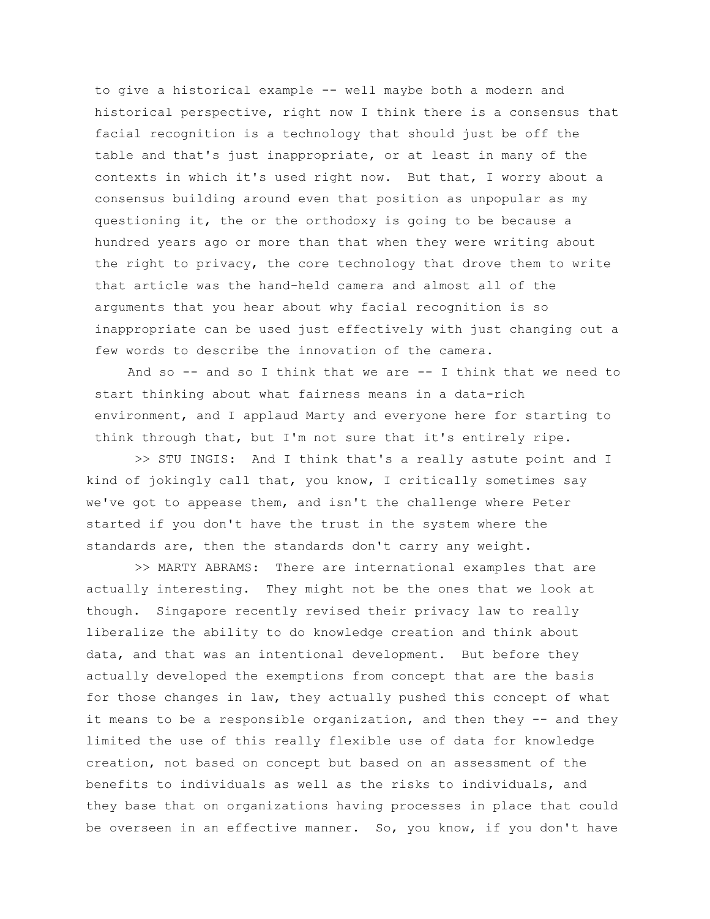to give a historical example -- well maybe both a modern and historical perspective, right now I think there is a consensus that facial recognition is a technology that should just be off the table and that's just inappropriate, or at least in many of the contexts in which it's used right now. But that, I worry about a consensus building around even that position as unpopular as my questioning it, the or the orthodoxy is going to be because a hundred years ago or more than that when they were writing about the right to privacy, the core technology that drove them to write that article was the hand-held camera and almost all of the arguments that you hear about why facial recognition is so inappropriate can be used just effectively with just changing out a few words to describe the innovation of the camera.

And so -- and so I think that we are -- I think that we need to start thinking about what fairness means in a data-rich environment, and I applaud Marty and everyone here for starting to think through that, but I'm not sure that it's entirely ripe.

>> STU INGIS: And I think that's a really astute point and I kind of jokingly call that, you know, I critically sometimes say we've got to appease them, and isn't the challenge where Peter started if you don't have the trust in the system where the standards are, then the standards don't carry any weight.

>> MARTY ABRAMS: There are international examples that are actually interesting. They might not be the ones that we look at though. Singapore recently revised their privacy law to really liberalize the ability to do knowledge creation and think about data, and that was an intentional development. But before they actually developed the exemptions from concept that are the basis for those changes in law, they actually pushed this concept of what it means to be a responsible organization, and then they -- and they limited the use of this really flexible use of data for knowledge creation, not based on concept but based on an assessment of the benefits to individuals as well as the risks to individuals, and they base that on organizations having processes in place that could be overseen in an effective manner. So, you know, if you don't have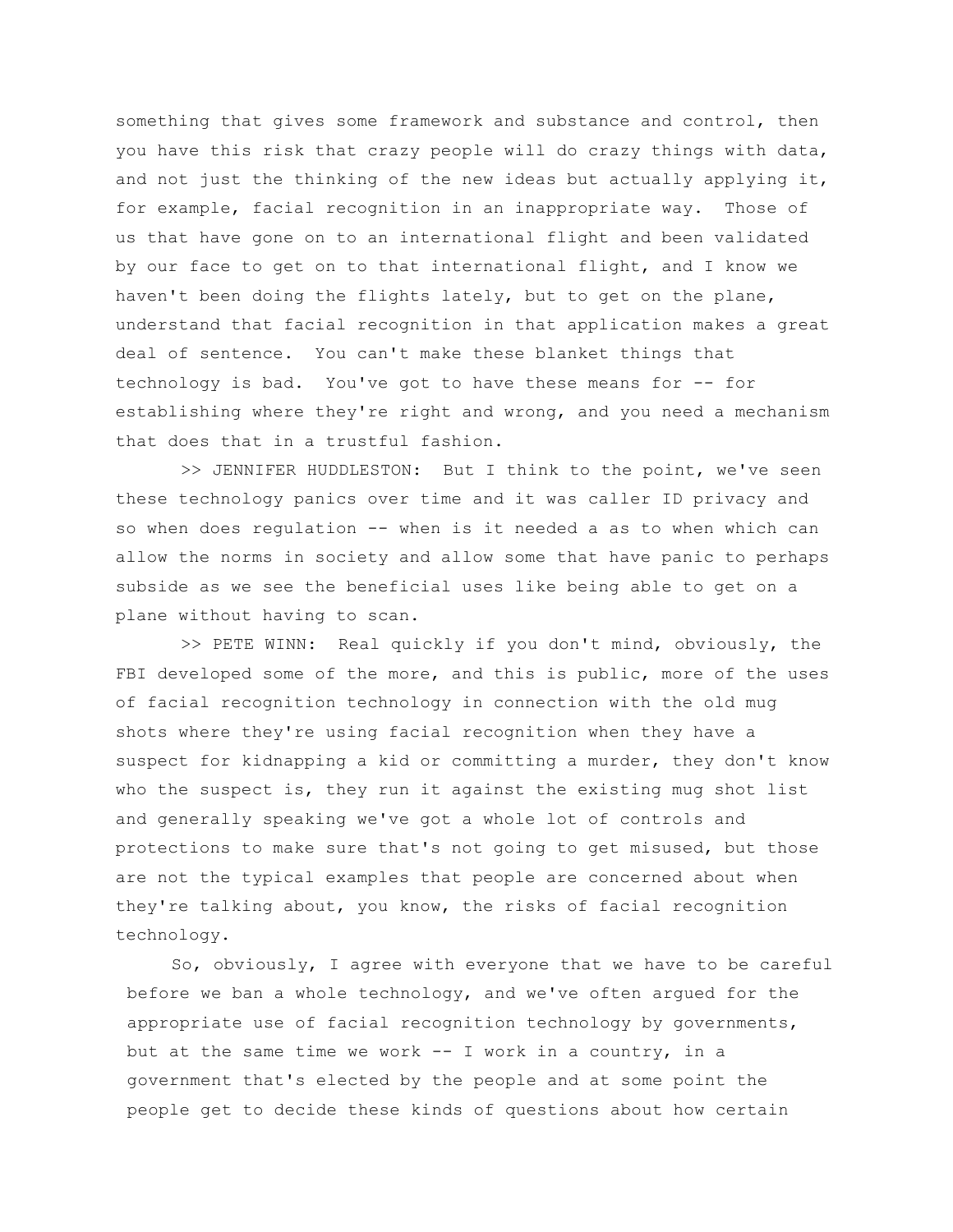something that gives some framework and substance and control, then you have this risk that crazy people will do crazy things with data, and not just the thinking of the new ideas but actually applying it, for example, facial recognition in an inappropriate way. Those of us that have gone on to an international flight and been validated by our face to get on to that international flight, and I know we haven't been doing the flights lately, but to get on the plane, understand that facial recognition in that application makes a great deal of sentence. You can't make these blanket things that technology is bad. You've got to have these means for -- for establishing where they're right and wrong, and you need a mechanism that does that in a trustful fashion.

>> JENNIFER HUDDLESTON: But I think to the point, we've seen these technology panics over time and it was caller ID privacy and so when does regulation -- when is it needed a as to when which can allow the norms in society and allow some that have panic to perhaps subside as we see the beneficial uses like being able to get on a plane without having to scan.

>> PETE WINN: Real quickly if you don't mind, obviously, the FBI developed some of the more, and this is public, more of the uses of facial recognition technology in connection with the old mug shots where they're using facial recognition when they have a suspect for kidnapping a kid or committing a murder, they don't know who the suspect is, they run it against the existing mug shot list and generally speaking we've got a whole lot of controls and protections to make sure that's not going to get misused, but those are not the typical examples that people are concerned about when they're talking about, you know, the risks of facial recognition technology.

So, obviously, I agree with everyone that we have to be careful before we ban a whole technology, and we've often argued for the appropriate use of facial recognition technology by governments, but at the same time we work -- I work in a country, in a government that's elected by the people and at some point the people get to decide these kinds of questions about how certain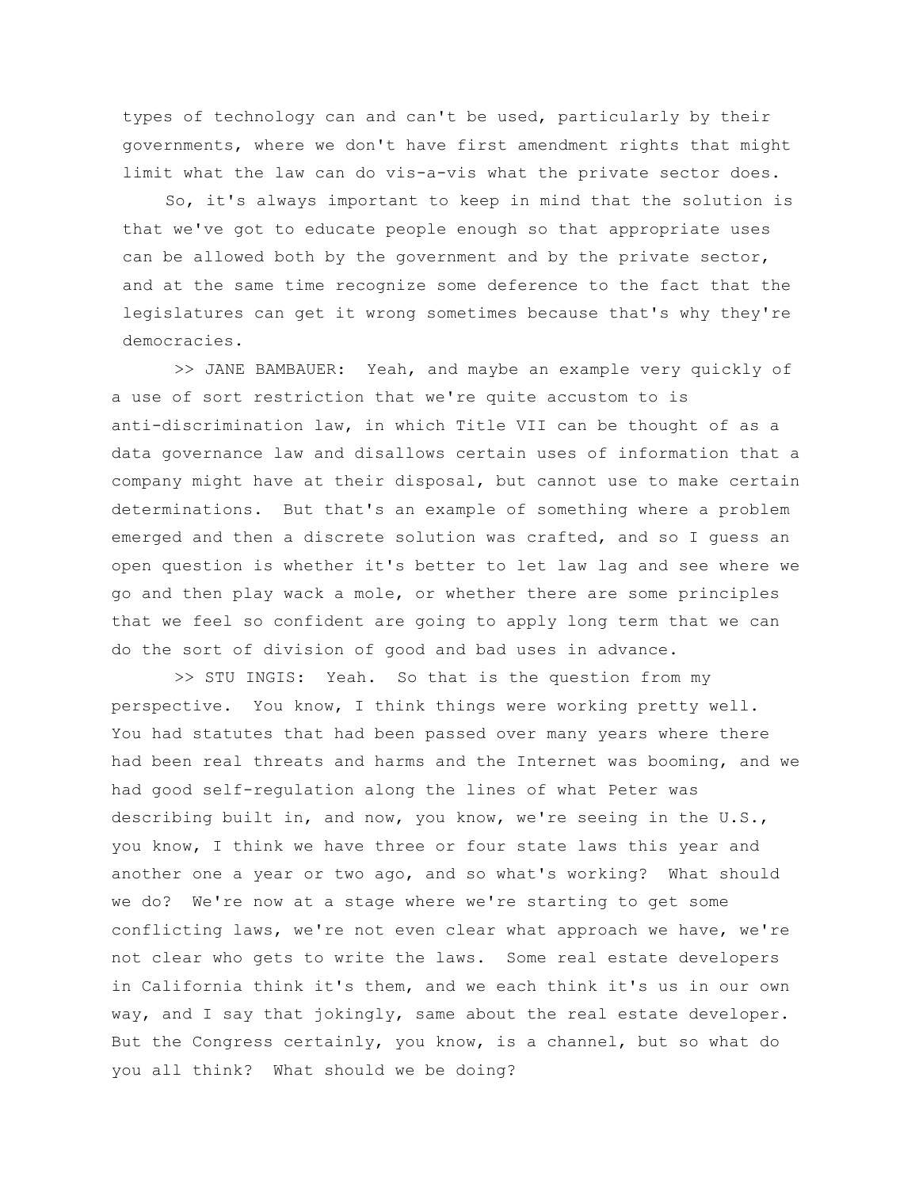types of technology can and can't be used, particularly by their governments, where we don't have first amendment rights that might limit what the law can do vis-a-vis what the private sector does.

So, it's always important to keep in mind that the solution is that we've got to educate people enough so that appropriate uses can be allowed both by the government and by the private sector, and at the same time recognize some deference to the fact that the legislatures can get it wrong sometimes because that's why they're democracies.

>> JANE BAMBAUER: Yeah, and maybe an example very quickly of a use of sort restriction that we're quite accustom to is anti-discrimination law, in which Title VII can be thought of as a data governance law and disallows certain uses of information that a company might have at their disposal, but cannot use to make certain determinations. But that's an example of something where a problem emerged and then a discrete solution was crafted, and so I guess an open question is whether it's better to let law lag and see where we go and then play wack a mole, or whether there are some principles that we feel so confident are going to apply long term that we can do the sort of division of good and bad uses in advance.

>> STU INGIS: Yeah. So that is the question from my perspective. You know, I think things were working pretty well. You had statutes that had been passed over many years where there had been real threats and harms and the Internet was booming, and we had good self-regulation along the lines of what Peter was describing built in, and now, you know, we're seeing in the U.S., you know, I think we have three or four state laws this year and another one a year or two ago, and so what's working? What should we do? We're now at a stage where we're starting to get some conflicting laws, we're not even clear what approach we have, we're not clear who gets to write the laws. Some real estate developers in California think it's them, and we each think it's us in our own way, and I say that jokingly, same about the real estate developer. But the Congress certainly, you know, is a channel, but so what do you all think? What should we be doing?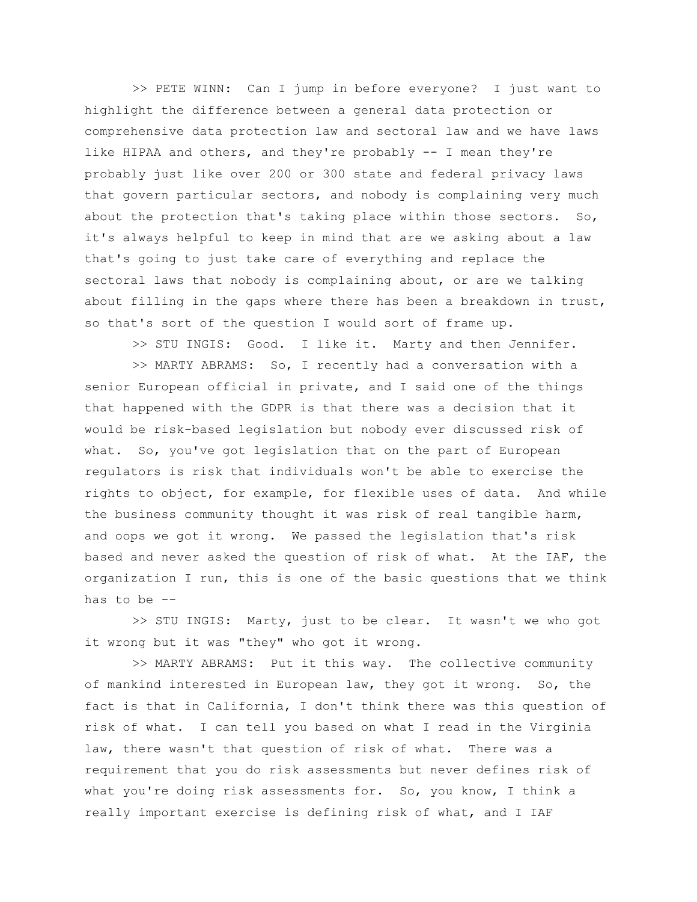>> PETE WINN: Can I jump in before everyone? I just want to highlight the difference between a general data protection or comprehensive data protection law and sectoral law and we have laws like HIPAA and others, and they're probably -- I mean they're probably just like over 200 or 300 state and federal privacy laws that govern particular sectors, and nobody is complaining very much about the protection that's taking place within those sectors. So, it's always helpful to keep in mind that are we asking about a law that's going to just take care of everything and replace the sectoral laws that nobody is complaining about, or are we talking about filling in the gaps where there has been a breakdown in trust, so that's sort of the question I would sort of frame up.

>> STU INGIS: Good. I like it. Marty and then Jennifer.

>> MARTY ABRAMS: So, I recently had a conversation with a senior European official in private, and I said one of the things that happened with the GDPR is that there was a decision that it would be risk-based legislation but nobody ever discussed risk of what. So, you've got legislation that on the part of European regulators is risk that individuals won't be able to exercise the rights to object, for example, for flexible uses of data. And while the business community thought it was risk of real tangible harm, and oops we got it wrong. We passed the legislation that's risk based and never asked the question of risk of what. At the IAF, the organization I run, this is one of the basic questions that we think has to be --

>> STU INGIS: Marty, just to be clear. It wasn't we who got it wrong but it was "they" who got it wrong.

>> MARTY ABRAMS: Put it this way. The collective community of mankind interested in European law, they got it wrong. So, the fact is that in California, I don't think there was this question of risk of what. I can tell you based on what I read in the Virginia law, there wasn't that question of risk of what. There was a requirement that you do risk assessments but never defines risk of what you're doing risk assessments for. So, you know, I think a really important exercise is defining risk of what, and I IAF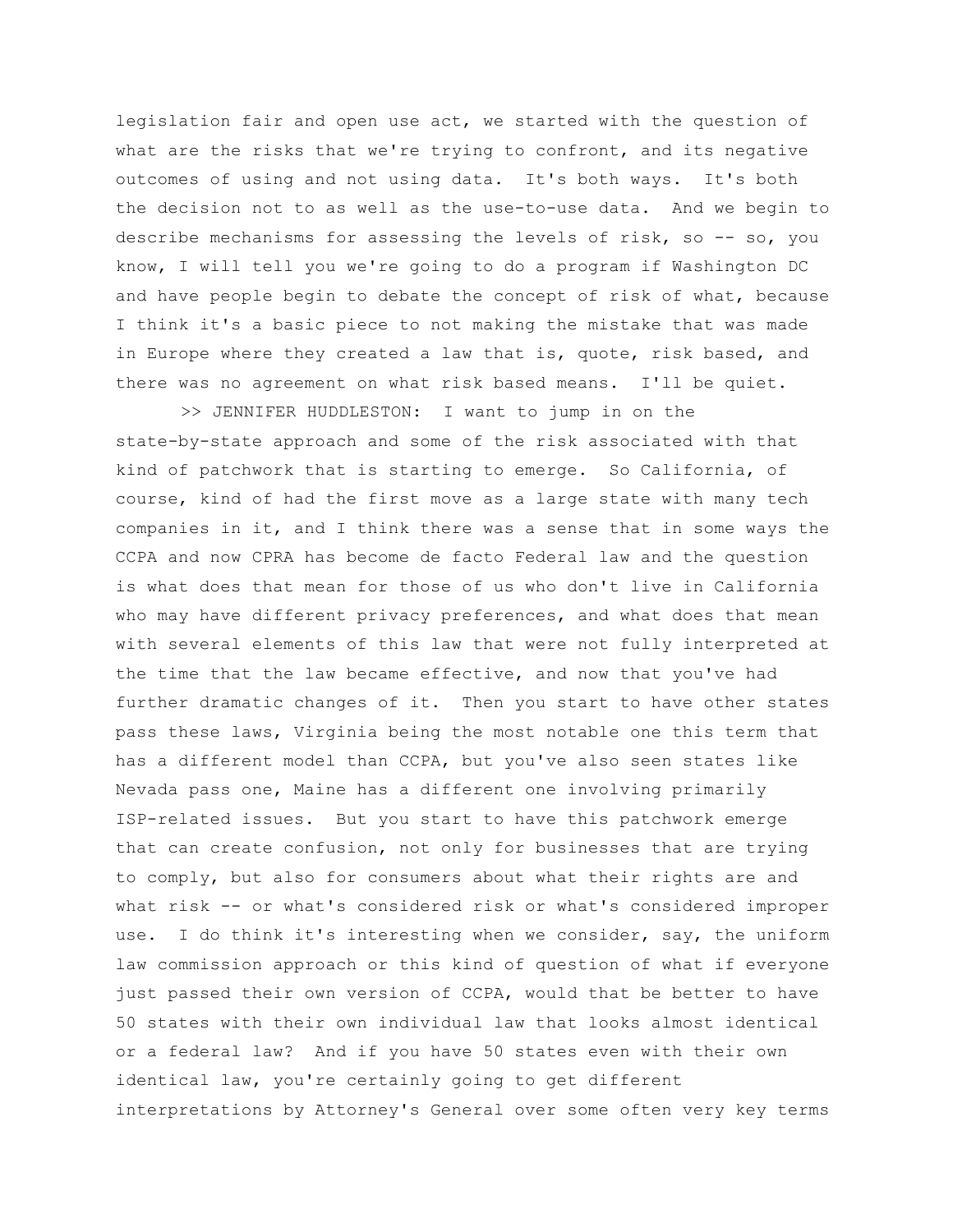legislation fair and open use act, we started with the question of what are the risks that we're trying to confront, and its negative outcomes of using and not using data. It's both ways. It's both the decision not to as well as the use-to-use data. And we begin to describe mechanisms for assessing the levels of risk, so -- so, you know, I will tell you we're going to do a program if Washington DC and have people begin to debate the concept of risk of what, because I think it's a basic piece to not making the mistake that was made in Europe where they created a law that is, quote, risk based, and there was no agreement on what risk based means. I'll be quiet.

>> JENNIFER HUDDLESTON: I want to jump in on the state-by-state approach and some of the risk associated with that kind of patchwork that is starting to emerge. So California, of course, kind of had the first move as a large state with many tech companies in it, and I think there was a sense that in some ways the CCPA and now CPRA has become de facto Federal law and the question is what does that mean for those of us who don't live in California who may have different privacy preferences, and what does that mean with several elements of this law that were not fully interpreted at the time that the law became effective, and now that you've had further dramatic changes of it. Then you start to have other states pass these laws, Virginia being the most notable one this term that has a different model than CCPA, but you've also seen states like Nevada pass one, Maine has a different one involving primarily ISP-related issues. But you start to have this patchwork emerge that can create confusion, not only for businesses that are trying to comply, but also for consumers about what their rights are and what risk -- or what's considered risk or what's considered improper use. I do think it's interesting when we consider, say, the uniform law commission approach or this kind of question of what if everyone just passed their own version of CCPA, would that be better to have 50 states with their own individual law that looks almost identical or a federal law? And if you have 50 states even with their own identical law, you're certainly going to get different interpretations by Attorney's General over some often very key terms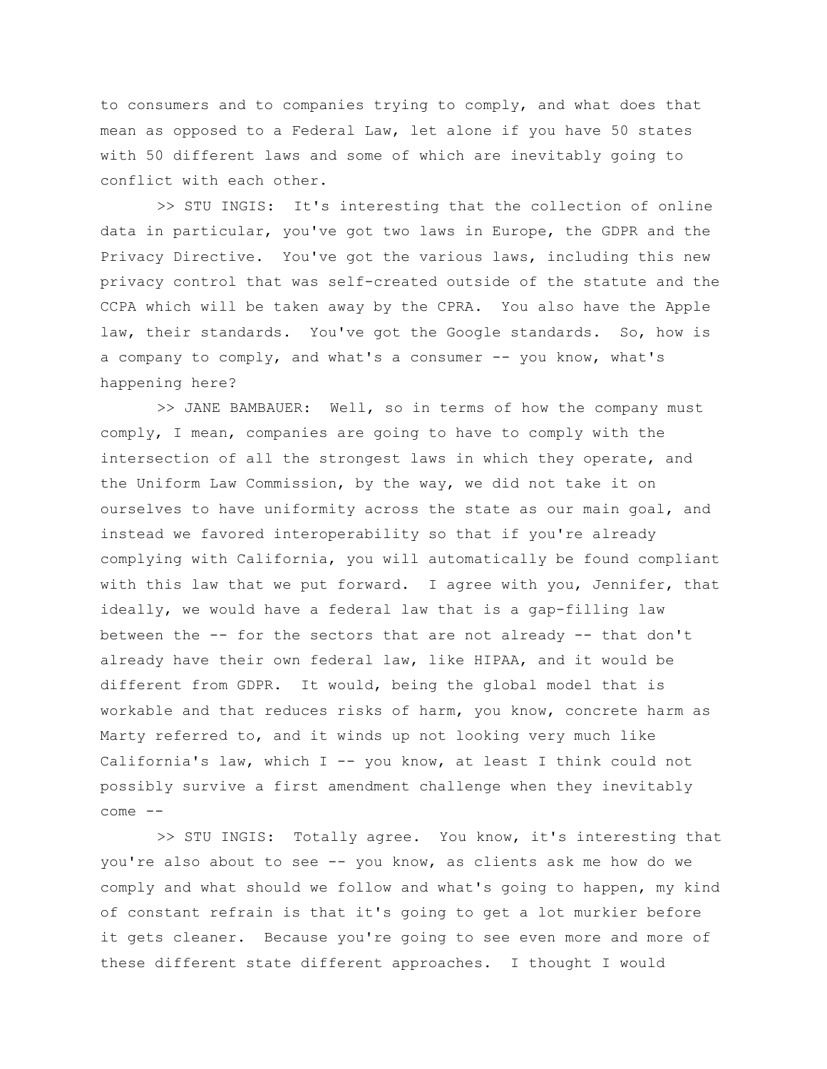to consumers and to companies trying to comply, and what does that mean as opposed to a Federal Law, let alone if you have 50 states with 50 different laws and some of which are inevitably going to conflict with each other.

>> STU INGIS: It's interesting that the collection of online data in particular, you've got two laws in Europe, the GDPR and the Privacy Directive. You've got the various laws, including this new privacy control that was self-created outside of the statute and the CCPA which will be taken away by the CPRA. You also have the Apple law, their standards. You've got the Google standards. So, how is a company to comply, and what's a consumer -- you know, what's happening here?

>> JANE BAMBAUER: Well, so in terms of how the company must comply, I mean, companies are going to have to comply with the intersection of all the strongest laws in which they operate, and the Uniform Law Commission, by the way, we did not take it on ourselves to have uniformity across the state as our main goal, and instead we favored interoperability so that if you're already complying with California, you will automatically be found compliant with this law that we put forward. I agree with you, Jennifer, that ideally, we would have a federal law that is a gap-filling law between the -- for the sectors that are not already -- that don't already have their own federal law, like HIPAA, and it would be different from GDPR. It would, being the global model that is workable and that reduces risks of harm, you know, concrete harm as Marty referred to, and it winds up not looking very much like California's law, which I -- you know, at least I think could not possibly survive a first amendment challenge when they inevitably come --

>> STU INGIS: Totally agree. You know, it's interesting that you're also about to see -- you know, as clients ask me how do we comply and what should we follow and what's going to happen, my kind of constant refrain is that it's going to get a lot murkier before it gets cleaner. Because you're going to see even more and more of these different state different approaches. I thought I would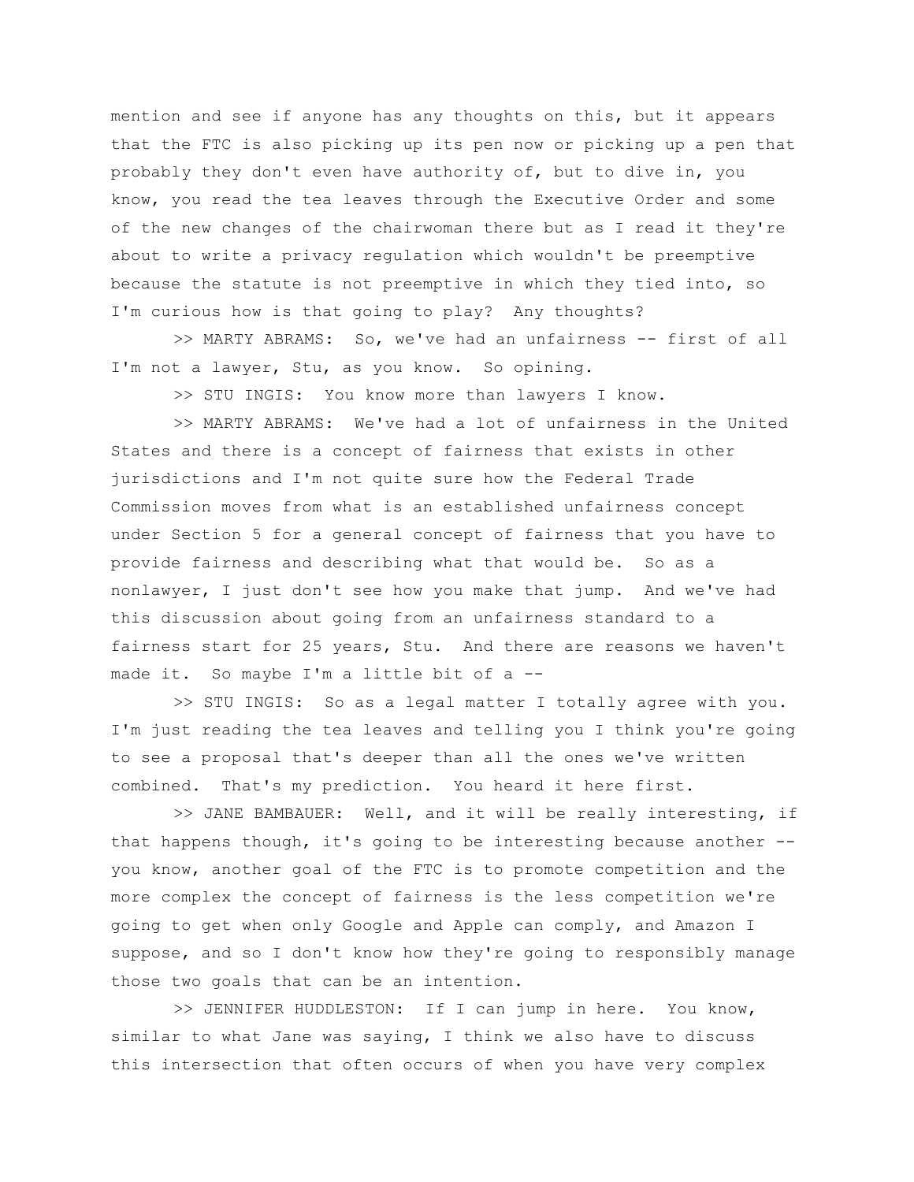mention and see if anyone has any thoughts on this, but it appears that the FTC is also picking up its pen now or picking up a pen that probably they don't even have authority of, but to dive in, you know, you read the tea leaves through the Executive Order and some of the new changes of the chairwoman there but as I read it they're about to write a privacy regulation which wouldn't be preemptive because the statute is not preemptive in which they tied into, so I'm curious how is that going to play? Any thoughts?

>> MARTY ABRAMS: So, we've had an unfairness -- first of all I'm not a lawyer, Stu, as you know. So opining.

>> STU INGIS: You know more than lawyers I know.

>> MARTY ABRAMS: We've had a lot of unfairness in the United States and there is a concept of fairness that exists in other jurisdictions and I'm not quite sure how the Federal Trade Commission moves from what is an established unfairness concept under Section 5 for a general concept of fairness that you have to provide fairness and describing what that would be. So as a nonlawyer, I just don't see how you make that jump. And we've had this discussion about going from an unfairness standard to a fairness start for 25 years, Stu. And there are reasons we haven't made it. So maybe I'm a little bit of a --

>> STU INGIS: So as a legal matter I totally agree with you. I'm just reading the tea leaves and telling you I think you're going to see a proposal that's deeper than all the ones we've written combined. That's my prediction. You heard it here first.

>> JANE BAMBAUER: Well, and it will be really interesting, if that happens though, it's going to be interesting because another -- you know, another goal of the FTC is to promote competition and the more complex the concept of fairness is the less competition we're going to get when only Google and Apple can comply, and Amazon I suppose, and so I don't know how they're going to responsibly manage those two goals that can be an intention.

>> JENNIFER HUDDLESTON: If I can jump in here. You know, similar to what Jane was saying, I think we also have to discuss this intersection that often occurs of when you have very complex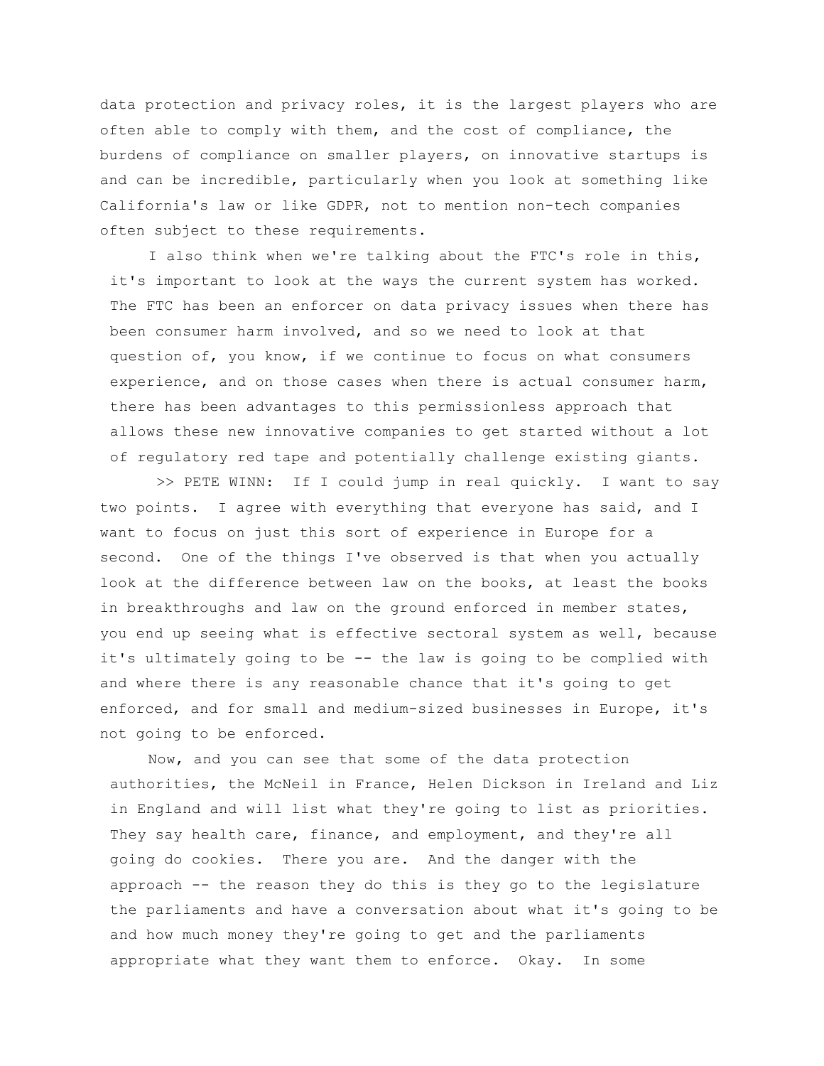data protection and privacy roles, it is the largest players who are often able to comply with them, and the cost of compliance, the burdens of compliance on smaller players, on innovative startups is and can be incredible, particularly when you look at something like California's law or like GDPR, not to mention non-tech companies often subject to these requirements.

I also think when we're talking about the FTC's role in this, it's important to look at the ways the current system has worked. The FTC has been an enforcer on data privacy issues when there has been consumer harm involved, and so we need to look at that question of, you know, if we continue to focus on what consumers experience, and on those cases when there is actual consumer harm, there has been advantages to this permissionless approach that allows these new innovative companies to get started without a lot of regulatory red tape and potentially challenge existing giants.

>> PETE WINN: If I could jump in real quickly. I want to say two points. I agree with everything that everyone has said, and I want to focus on just this sort of experience in Europe for a second. One of the things I've observed is that when you actually look at the difference between law on the books, at least the books in breakthroughs and law on the ground enforced in member states, you end up seeing what is effective sectoral system as well, because it's ultimately going to be -- the law is going to be complied with and where there is any reasonable chance that it's going to get enforced, and for small and medium-sized businesses in Europe, it's not going to be enforced.

Now, and you can see that some of the data protection authorities, the McNeil in France, Helen Dickson in Ireland and Liz in England and will list what they're going to list as priorities. They say health care, finance, and employment, and they're all going do cookies. There you are. And the danger with the approach -- the reason they do this is they go to the legislature the parliaments and have a conversation about what it's going to be and how much money they're going to get and the parliaments appropriate what they want them to enforce. Okay. In some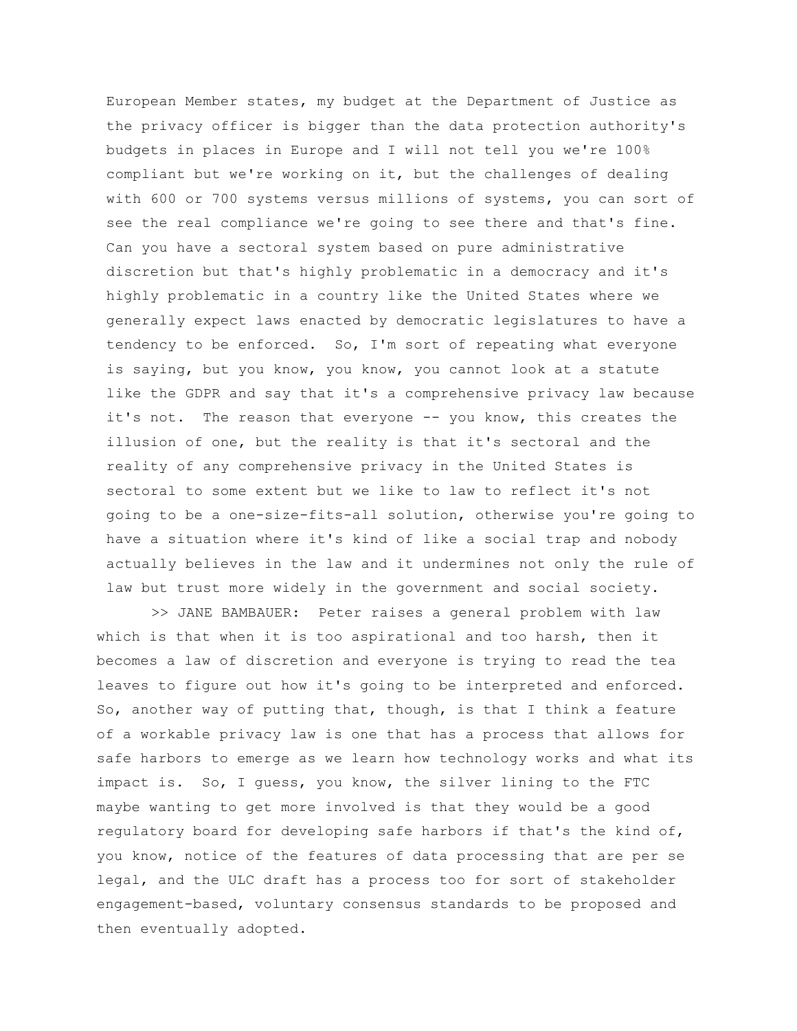European Member states, my budget at the Department of Justice as the privacy officer is bigger than the data protection authority's budgets in places in Europe and I will not tell you we're 100% compliant but we're working on it, but the challenges of dealing with 600 or 700 systems versus millions of systems, you can sort of see the real compliance we're going to see there and that's fine. Can you have a sectoral system based on pure administrative discretion but that's highly problematic in a democracy and it's highly problematic in a country like the United States where we generally expect laws enacted by democratic legislatures to have a tendency to be enforced. So, I'm sort of repeating what everyone is saying, but you know, you know, you cannot look at a statute like the GDPR and say that it's a comprehensive privacy law because it's not. The reason that everyone -- you know, this creates the illusion of one, but the reality is that it's sectoral and the reality of any comprehensive privacy in the United States is sectoral to some extent but we like to law to reflect it's not going to be a one-size-fits-all solution, otherwise you're going to have a situation where it's kind of like a social trap and nobody actually believes in the law and it undermines not only the rule of law but trust more widely in the government and social society.

>> JANE BAMBAUER: Peter raises a general problem with law which is that when it is too aspirational and too harsh, then it becomes a law of discretion and everyone is trying to read the tea leaves to figure out how it's going to be interpreted and enforced. So, another way of putting that, though, is that I think a feature of a workable privacy law is one that has a process that allows for safe harbors to emerge as we learn how technology works and what its impact is. So, I guess, you know, the silver lining to the FTC maybe wanting to get more involved is that they would be a good regulatory board for developing safe harbors if that's the kind of, you know, notice of the features of data processing that are per se legal, and the ULC draft has a process too for sort of stakeholder engagement-based, voluntary consensus standards to be proposed and then eventually adopted.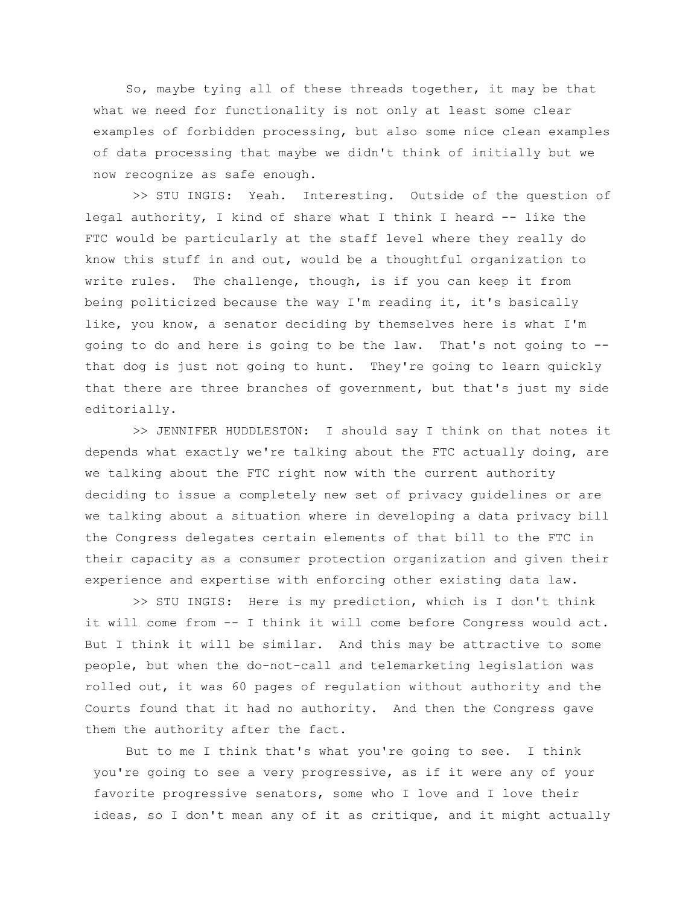So, maybe tying all of these threads together, it may be that what we need for functionality is not only at least some clear examples of forbidden processing, but also some nice clean examples of data processing that maybe we didn't think of initially but we now recognize as safe enough.

>> STU INGIS: Yeah. Interesting. Outside of the question of legal authority, I kind of share what I think I heard -- like the FTC would be particularly at the staff level where they really do know this stuff in and out, would be a thoughtful organization to write rules. The challenge, though, is if you can keep it from being politicized because the way I'm reading it, it's basically like, you know, a senator deciding by themselves here is what I'm going to do and here is going to be the law. That's not going to -- that dog is just not going to hunt. They're going to learn quickly that there are three branches of government, but that's just my side editorially.

>> JENNIFER HUDDLESTON: I should say I think on that notes it depends what exactly we're talking about the FTC actually doing, are we talking about the FTC right now with the current authority deciding to issue a completely new set of privacy guidelines or are we talking about a situation where in developing a data privacy bill the Congress delegates certain elements of that bill to the FTC in their capacity as a consumer protection organization and given their experience and expertise with enforcing other existing data law.

>> STU INGIS: Here is my prediction, which is I don't think it will come from -- I think it will come before Congress would act. But I think it will be similar. And this may be attractive to some people, but when the do-not-call and telemarketing legislation was rolled out, it was 60 pages of regulation without authority and the Courts found that it had no authority. And then the Congress gave them the authority after the fact.

But to me I think that's what you're going to see. I think you're going to see a very progressive, as if it were any of your favorite progressive senators, some who I love and I love their ideas, so I don't mean any of it as critique, and it might actually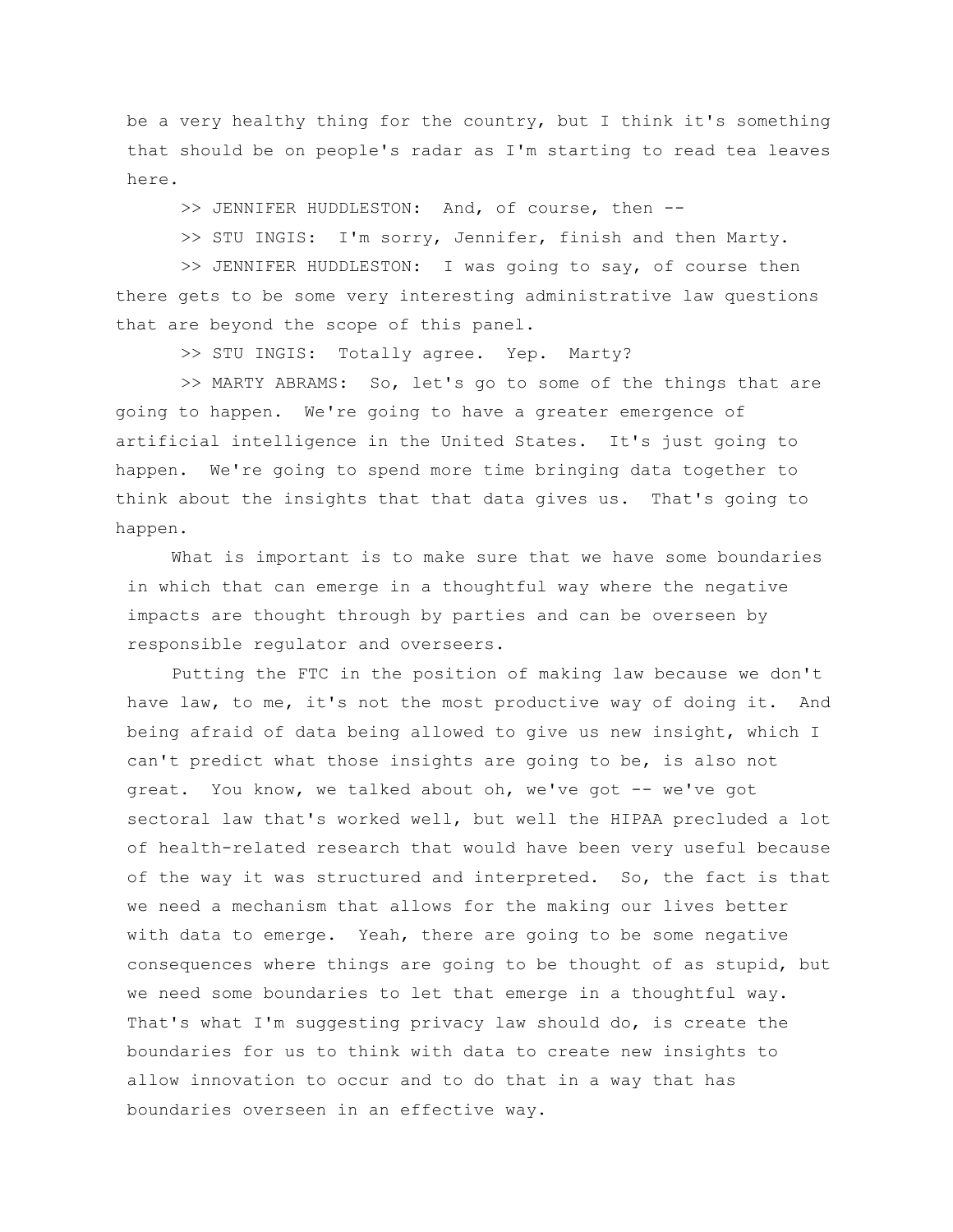be a very healthy thing for the country, but I think it's something that should be on people's radar as I'm starting to read tea leaves here.

>> JENNIFER HUDDLESTON: And, of course, then --

>> STU INGIS: I'm sorry, Jennifer, finish and then Marty.

>> JENNIFER HUDDLESTON: I was going to say, of course then there gets to be some very interesting administrative law questions that are beyond the scope of this panel.

>> STU INGIS: Totally agree. Yep. Marty?

>> MARTY ABRAMS: So, let's go to some of the things that are going to happen. We're going to have a greater emergence of artificial intelligence in the United States. It's just going to happen. We're going to spend more time bringing data together to think about the insights that that data gives us. That's going to happen.

What is important is to make sure that we have some boundaries in which that can emerge in a thoughtful way where the negative impacts are thought through by parties and can be overseen by responsible regulator and overseers.

Putting the FTC in the position of making law because we don't have law, to me, it's not the most productive way of doing it. And being afraid of data being allowed to give us new insight, which I can't predict what those insights are going to be, is also not great. You know, we talked about oh, we've got -- we've got sectoral law that's worked well, but well the HIPAA precluded a lot of health-related research that would have been very useful because of the way it was structured and interpreted. So, the fact is that we need a mechanism that allows for the making our lives better with data to emerge. Yeah, there are going to be some negative consequences where things are going to be thought of as stupid, but we need some boundaries to let that emerge in a thoughtful way. That's what I'm suggesting privacy law should do, is create the boundaries for us to think with data to create new insights to allow innovation to occur and to do that in a way that has boundaries overseen in an effective way.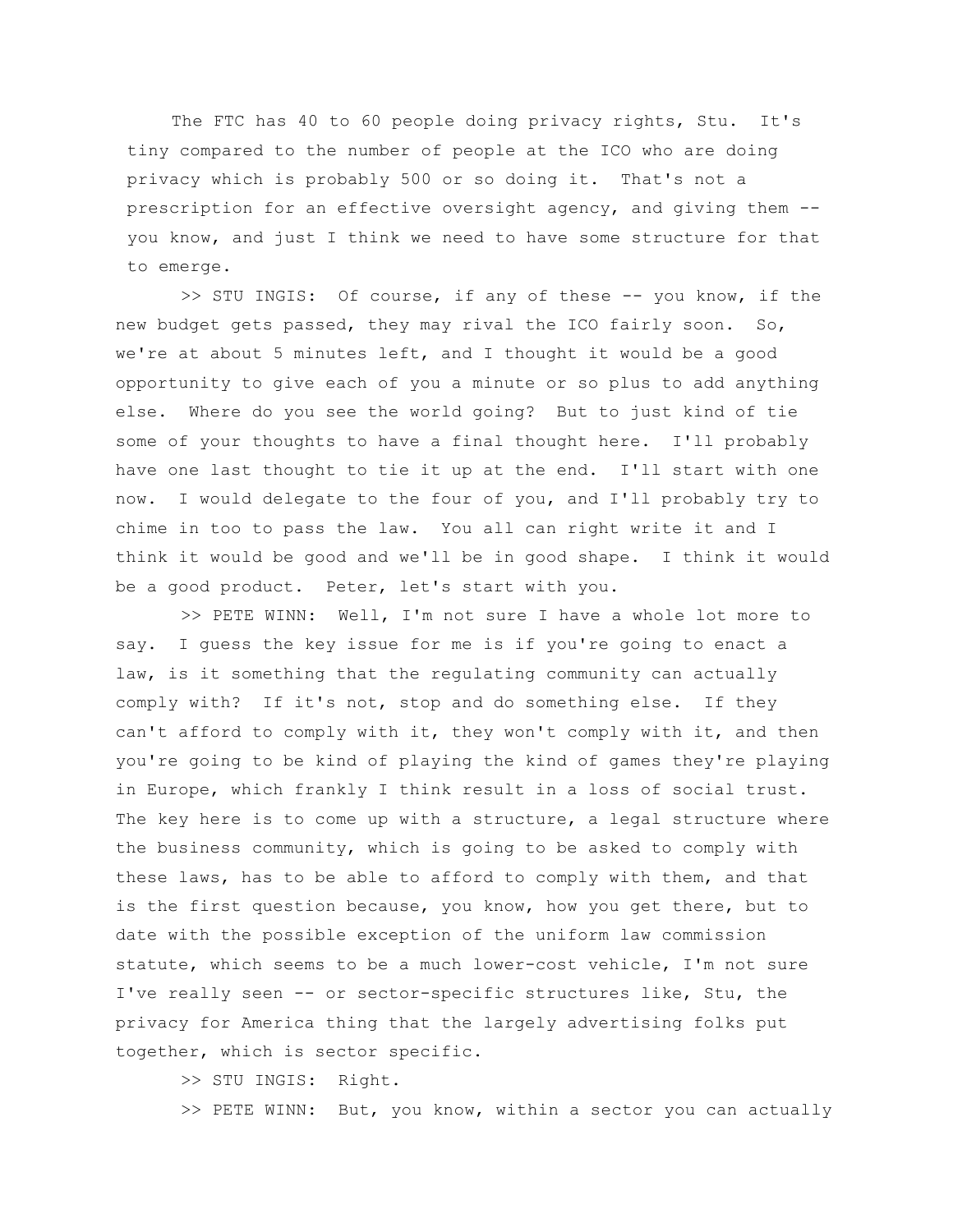The FTC has 40 to 60 people doing privacy rights, Stu. It's tiny compared to the number of people at the ICO who are doing privacy which is probably 500 or so doing it. That's not a prescription for an effective oversight agency, and giving them -- you know, and just I think we need to have some structure for that to emerge.

>> STU INGIS: Of course, if any of these -- you know, if the new budget gets passed, they may rival the ICO fairly soon. So, we're at about 5 minutes left, and I thought it would be a good opportunity to give each of you a minute or so plus to add anything else. Where do you see the world going? But to just kind of tie some of your thoughts to have a final thought here. I'll probably have one last thought to tie it up at the end. I'll start with one now. I would delegate to the four of you, and I'll probably try to chime in too to pass the law. You all can right write it and I think it would be good and we'll be in good shape. I think it would be a good product. Peter, let's start with you.

>> PETE WINN: Well, I'm not sure I have a whole lot more to say. I guess the key issue for me is if you're going to enact a law, is it something that the regulating community can actually comply with? If it's not, stop and do something else. If they can't afford to comply with it, they won't comply with it, and then you're going to be kind of playing the kind of games they're playing in Europe, which frankly I think result in a loss of social trust. The key here is to come up with a structure, a legal structure where the business community, which is going to be asked to comply with these laws, has to be able to afford to comply with them, and that is the first question because, you know, how you get there, but to date with the possible exception of the uniform law commission statute, which seems to be a much lower-cost vehicle, I'm not sure I've really seen -- or sector-specific structures like, Stu, the privacy for America thing that the largely advertising folks put together, which is sector specific.

>> STU INGIS: Right.

>> PETE WINN: But, you know, within a sector you can actually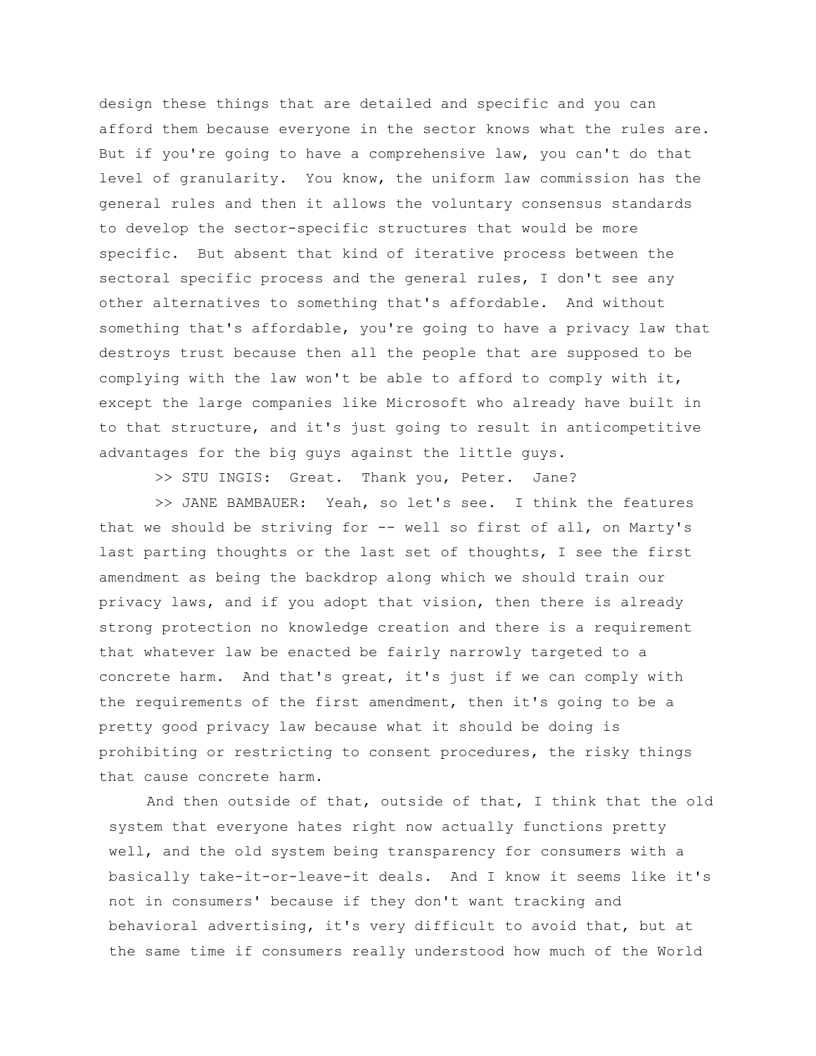design these things that are detailed and specific and you can afford them because everyone in the sector knows what the rules are. But if you're going to have a comprehensive law, you can't do that level of granularity. You know, the uniform law commission has the general rules and then it allows the voluntary consensus standards to develop the sector-specific structures that would be more specific. But absent that kind of iterative process between the sectoral specific process and the general rules, I don't see any other alternatives to something that's affordable. And without something that's affordable, you're going to have a privacy law that destroys trust because then all the people that are supposed to be complying with the law won't be able to afford to comply with it, except the large companies like Microsoft who already have built in to that structure, and it's just going to result in anticompetitive advantages for the big guys against the little guys.

>> STU INGIS: Great. Thank you, Peter. Jane?

>> JANE BAMBAUER: Yeah, so let's see. I think the features that we should be striving for -- well so first of all, on Marty's last parting thoughts or the last set of thoughts, I see the first amendment as being the backdrop along which we should train our privacy laws, and if you adopt that vision, then there is already strong protection no knowledge creation and there is a requirement that whatever law be enacted be fairly narrowly targeted to a concrete harm. And that's great, it's just if we can comply with the requirements of the first amendment, then it's going to be a pretty good privacy law because what it should be doing is prohibiting or restricting to consent procedures, the risky things that cause concrete harm.

And then outside of that, outside of that, I think that the old system that everyone hates right now actually functions pretty well, and the old system being transparency for consumers with a basically take-it-or-leave-it deals. And I know it seems like it's not in consumers' because if they don't want tracking and behavioral advertising, it's very difficult to avoid that, but at the same time if consumers really understood how much of the World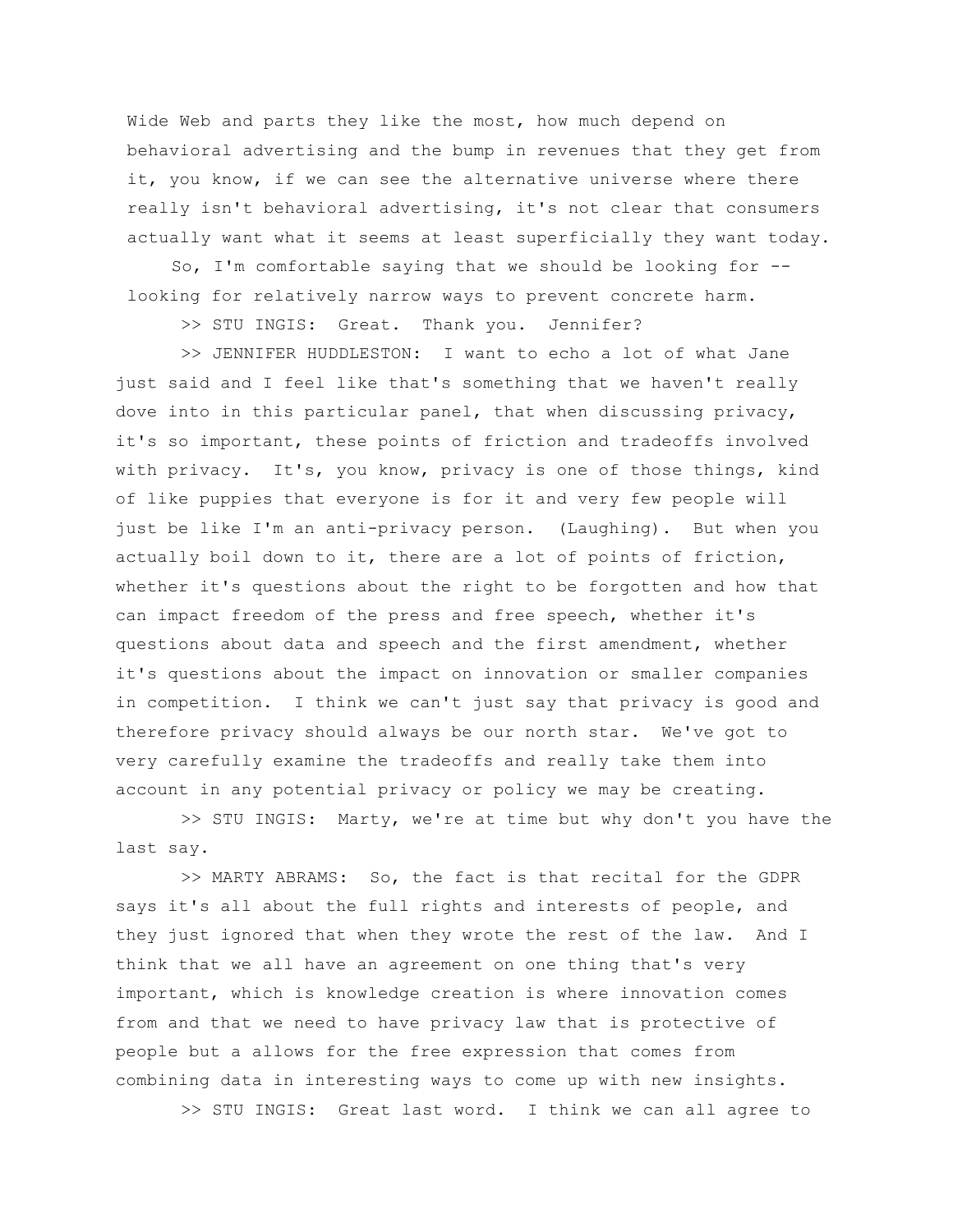Wide Web and parts they like the most, how much depend on behavioral advertising and the bump in revenues that they get from it, you know, if we can see the alternative universe where there really isn't behavioral advertising, it's not clear that consumers actually want what it seems at least superficially they want today.

So, I'm comfortable saying that we should be looking for -- looking for relatively narrow ways to prevent concrete harm.

>> STU INGIS: Great. Thank you. Jennifer?

>> JENNIFER HUDDLESTON: I want to echo a lot of what Jane just said and I feel like that's something that we haven't really dove into in this particular panel, that when discussing privacy, it's so important, these points of friction and tradeoffs involved with privacy. It's, you know, privacy is one of those things, kind of like puppies that everyone is for it and very few people will just be like I'm an anti-privacy person. (Laughing). But when you actually boil down to it, there are a lot of points of friction, whether it's questions about the right to be forgotten and how that can impact freedom of the press and free speech, whether it's questions about data and speech and the first amendment, whether it's questions about the impact on innovation or smaller companies in competition. I think we can't just say that privacy is good and therefore privacy should always be our north star. We've got to very carefully examine the tradeoffs and really take them into account in any potential privacy or policy we may be creating.

>> STU INGIS: Marty, we're at time but why don't you have the last say.

>> MARTY ABRAMS: So, the fact is that recital for the GDPR says it's all about the full rights and interests of people, and they just ignored that when they wrote the rest of the law. And I think that we all have an agreement on one thing that's very important, which is knowledge creation is where innovation comes from and that we need to have privacy law that is protective of people but a allows for the free expression that comes from combining data in interesting ways to come up with new insights.

>> STU INGIS: Great last word. I think we can all agree to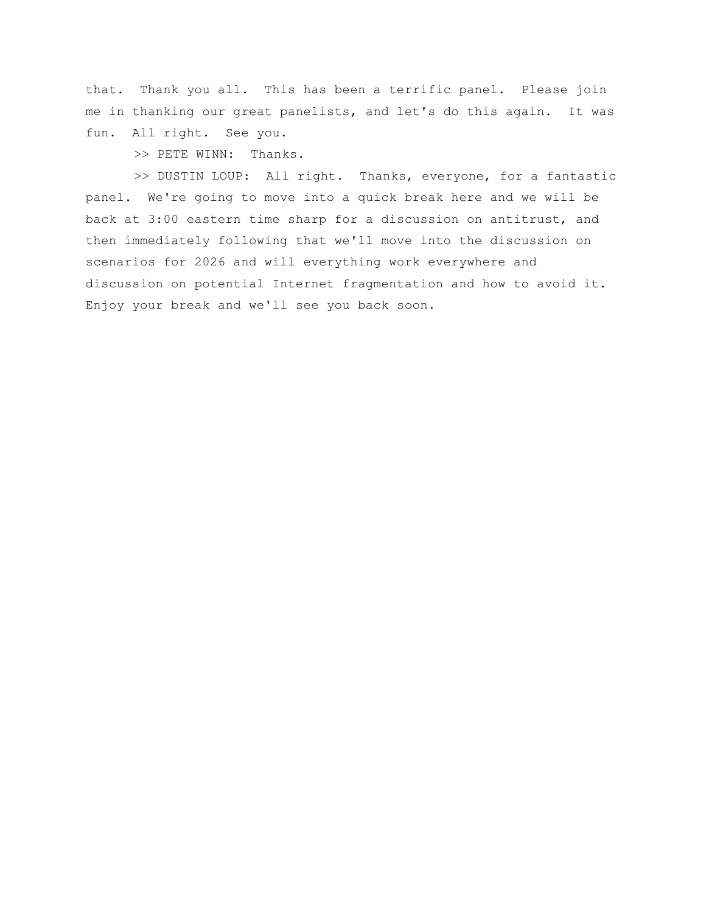that. Thank you all. This has been a terrific panel. Please join me in thanking our great panelists, and let's do this again. It was fun. All right. See you.

>> PETE WINN: Thanks.

>> DUSTIN LOUP: All right. Thanks, everyone, for a fantastic panel. We're going to move into a quick break here and we will be back at 3:00 eastern time sharp for a discussion on antitrust, and then immediately following that we'll move into the discussion on scenarios for 2026 and will everything work everywhere and discussion on potential Internet fragmentation and how to avoid it. Enjoy your break and we'll see you back soon.